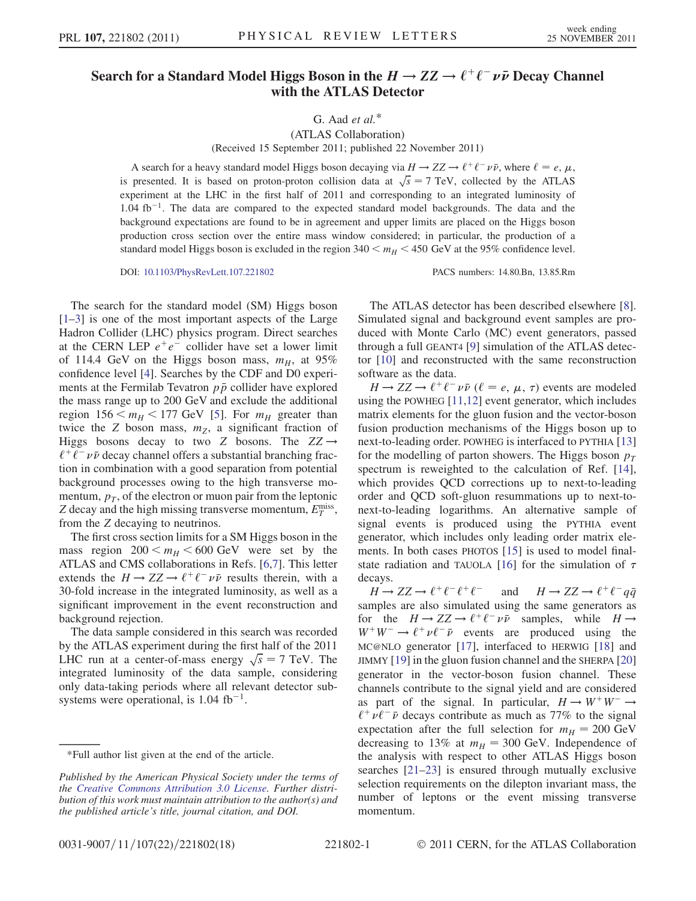# Search for a Standard Model Higgs Boson in the $H \to ZZ \to \ell^+\ell^-\nu\bar{\nu}$ Decay Channel with the ATLAS Detector

G. Aad *et al.**

(ATLAS Collaboration)

(Received 15 September 2011; published 22 November 2011)

A search for a heavy standard model Higgs boson decaying via $H \to ZZ \to \ell^+\ell^-\nu\bar{\nu}$, where $\ell = e, \mu$, is presented. It is based on proton-proton collision data at $\sqrt{s} = 7$ TeV, collected by the ATLAS experiment at the LHC in the first half of 2011 and corresponding to an integrated luminosity of 1.04 fb$^{-1}$. The data are compared to the expected standard model backgrounds. The data and the background expectations are found to be in agreement and upper limits are placed on the Higgs boson production cross section over the entire mass window considered; in particular, the production of a standard model Higgs boson is excluded in the region $340 < m_H < 450$ GeV at the 95% confidence level.

DOI: 10.1103/PhysRevLett.107.221802 PACS numbers: 14.80.Bn, 13.85.Rm

The search for the standard model (SM) Higgs boson [1–3] is one of the most important aspects of the Large Hadron Collider (LHC) physics program. Direct searches at the CERN LEP $e^+e^-$ collider have set a lower limit of 114.4 GeV on the Higgs boson mass, $m_H$, at 95% confidence level [4]. Searches by the CDF and D0 experiments at the Fermilab Tevatron $p\bar{p}$ collider have explored the mass range up to 200 GeV and exclude the additional region $156 < m_H < 177$ GeV [5]. For $m_H$ greater than twice the $Z$ boson mass, $m_Z$, a significant fraction of Higgs bosons decay to two $Z$ bosons. The $ZZ \to \ell^+\ell^-\nu\bar{\nu}$ decay channel offers a substantial branching fraction in combination with a good separation from potential background processes owing to the high transverse momentum, $p_T$, of the electron or muon pair from the leptonic $Z$ decay and the high missing transverse momentum, $E_T^{\text{miss}}$, from the $Z$ decaying to neutrinos.

The first cross section limits for a SM Higgs boson in the mass region $200 < m_H < 600$ GeV were set by the ATLAS and CMS collaborations in Refs. [6,7]. This letter extends the $H \to ZZ \to \ell^+\ell^-\nu\bar{\nu}$ results therein, with a 30-fold increase in the integrated luminosity, as well as a significant improvement in the event reconstruction and background rejection.

The data sample considered in this search was recorded by the ATLAS experiment during the first half of the 2011 LHC run at a center-of-mass energy $\sqrt{s} = 7$ TeV. The integrated luminosity of the data sample, considering only data-taking periods where all relevant detector subsystems were operational, is 1.04 fb$^{-1}$.

The ATLAS detector has been described elsewhere [8]. Simulated signal and background event samples are produced with Monte Carlo (MC) event generators, passed through a full GEANT4 [9] simulation of the ATLAS detector [10] and reconstructed with the same reconstruction software as the data.

$H \to ZZ \to \ell^+\ell^-\nu\bar{\nu}$ ($\ell = e, \mu, \tau$) events are modeled using the POWHEG [11,12] event generator, which includes matrix elements for the gluon fusion and the vector-boson fusion production mechanisms of the Higgs boson up to next-to-leading order. POWHEG is interfaced to PYTHIA [13] for the modelling of parton showers. The Higgs boson $p_T$ spectrum is reweighted to the calculation of Ref. [14], which provides QCD corrections up to next-to-leading order and QCD soft-gluon resummations up to next-to-next-to-leading logarithms. An alternative sample of signal events is produced using the PYTHIA event generator, which includes only leading order matrix elements. In both cases PHOTOS [15] is used to model final-state radiation and TAUOLA [16] for the simulation of $\tau$ decays.

$H \to ZZ \to \ell^+\ell^-\ell^+\ell^-$ and $H \to ZZ \to \ell^+\ell^- q\bar{q}$ samples are also simulated using the same generators as for the $H \to ZZ \to \ell^+\ell^-\nu\bar{\nu}$ samples, while $H \to W^+W^- \to \ell^+\nu\ell^-\bar{\nu}$ events are produced using the MC@NLO generator [17], interfaced to HERWIG [18] and JIMMY [19] in the gluon fusion channel and the SHERPA [20] generator in the vector-boson fusion channel. These channels contribute to the signal yield and are considered as part of the signal. In particular, $H \to W^+W^- \to \ell^+\nu\ell^-\bar{\nu}$ decays contribute as much as 77% to the signal expectation after the full selection for $m_H = 200$ GeV decreasing to 13% at $m_H = 300$ GeV. Independence of the analysis with respect to other ATLAS Higgs boson searches [21–23] is ensured through mutually exclusive selection requirements on the dilepton invariant mass, the number of leptons or the event missing transverse momentum.

*Full author list given at the end of the article.

*Published by the American Physical Society under the terms of the Creative Commons Attribution 3.0 License. Further distribution of this work must maintain attribution to the author(s) and the published article's title, journal citation, and DOI.*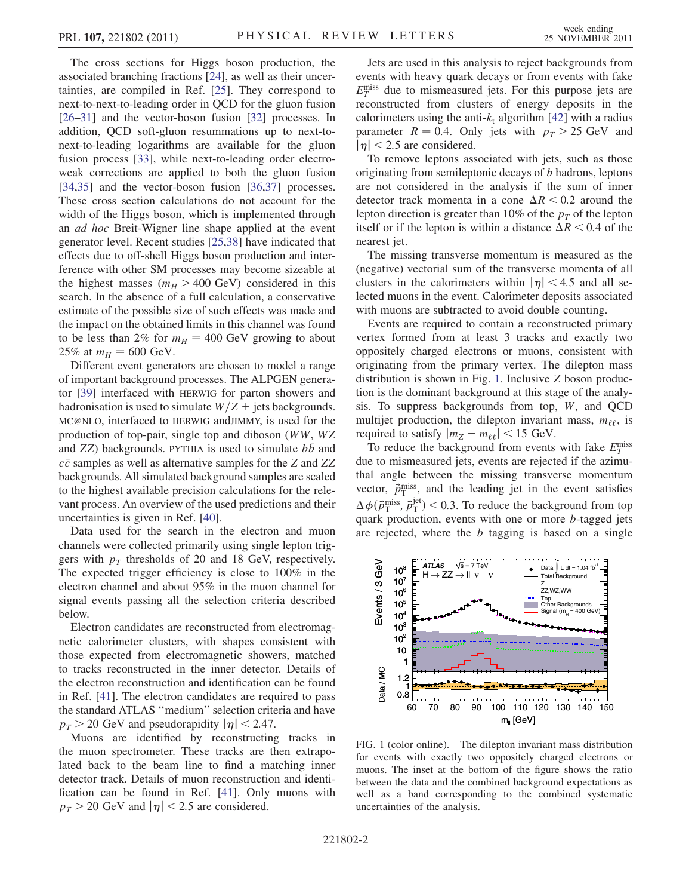The cross sections for Higgs boson production, the associated branching fractions [24], as well as their uncertainties, are compiled in Ref. [25]. They correspond to next-to-next-to-leading order in QCD for the gluon fusion [26–31] and the vector-boson fusion [32] processes. In addition, QCD soft-gluon resummations up to next-to-next-to-leading logarithms are available for the gluon fusion process [33], while next-to-leading order electroweak corrections are applied to both the gluon fusion [34,35] and the vector-boson fusion [36,37] processes. These cross section calculations do not account for the width of the Higgs boson, which is implemented through an *ad hoc* Breit-Wigner line shape applied at the event generator level. Recent studies [25,38] have indicated that effects due to off-shell Higgs boson production and interference with other SM processes may become sizeable at the highest masses ($m_H > 400$ GeV) considered in this search. In the absence of a full calculation, a conservative estimate of the possible size of such effects was made and the impact on the obtained limits in this channel was found to be less than 2% for $m_H = 400$ GeV growing to about 25% at $m_H = 600$ GeV.

Different event generators are chosen to model a range of important background processes. The ALPGEN generator [39] interfaced with HERWIG for parton showers and hadronisation is used to simulate $W/Z$ + jets backgrounds. MC@NLO, interfaced to HERWIG andJIMMY, is used for the production of top-pair, single top and diboson ($WW$, $WZ$ and $ZZ$) backgrounds. PYTHIA is used to simulate $b\bar{b}$ and $c\bar{c}$ samples as well as alternative samples for the $Z$ and $ZZ$ backgrounds. All simulated background samples are scaled to the highest available precision calculations for the relevant process. An overview of the used predictions and their uncertainties is given in Ref. [40].

Data used for the search in the electron and muon channels were collected primarily using single lepton triggers with $p_T$ thresholds of 20 and 18 GeV, respectively. The expected trigger efficiency is close to 100% in the electron channel and about 95% in the muon channel for signal events passing all the selection criteria described below.

Electron candidates are reconstructed from electromagnetic calorimeter clusters, with shapes consistent with those expected from electromagnetic showers, matched to tracks reconstructed in the inner detector. Details of the electron reconstruction and identification can be found in Ref. [41]. The electron candidates are required to pass the standard ATLAS "medium" selection criteria and have $p_T > 20$ GeV and pseudorapidity $|\eta| < 2.47$.

Muons are identified by reconstructing tracks in the muon spectrometer. These tracks are then extrapolated back to the beam line to find a matching inner detector track. Details of muon reconstruction and identification can be found in Ref. [41]. Only muons with $p_T > 20$ GeV and $|\eta| < 2.5$ are considered.

Jets are used in this analysis to reject backgrounds from events with heavy quark decays or from events with fake $E_T^{\text{miss}}$ due to mismeasured jets. For this purpose jets are reconstructed from clusters of energy deposits in the calorimeters using the anti-$k_t$ algorithm [42] with a radius parameter $R = 0.4$. Only jets with $p_T > 25$ GeV and $|\eta| < 2.5$ are considered.

To remove leptons associated with jets, such as those originating from semileptonic decays of $b$ hadrons, leptons are not considered in the analysis if the sum of inner detector track momenta in a cone $\Delta R < 0.2$ around the lepton direction is greater than 10% of the $p_T$ of the lepton itself or if the lepton is within a distance $\Delta R < 0.4$ of the nearest jet.

The missing transverse momentum is measured as the (negative) vectorial sum of the transverse momenta of all clusters in the calorimeters within $|\eta| < 4.5$ and all selected muons in the event. Calorimeter deposits associated with muons are subtracted to avoid double counting.

Events are required to contain a reconstructed primary vertex formed from at least 3 tracks and exactly two oppositely charged electrons or muons, consistent with originating from the primary vertex. The dilepton mass distribution is shown in Fig. 1. Inclusive $Z$ boson production is the dominant background at this stage of the analysis. To suppress backgrounds from top, $W$, and QCD multijet production, the dilepton invariant mass, $m_{\ell\ell}$, is required to satisfy $|m_Z - m_{\ell\ell}| < 15$ GeV.

To reduce the background from events with fake $E_T^{\text{miss}}$ due to mismeasured jets, events are rejected if the azimuthal angle between the missing transverse momentum vector, $\vec{p}_T^{\text{miss}}$, and the leading jet in the event satisfies $\Delta\phi(\vec{p}_T^{\text{miss}}, \vec{p}_T^{\text{jet}}) < 0.3$. To reduce the background from top quark production, events with one or more $b$-tagged jets are rejected, where the $b$ tagging is based on a single

FIG. 1 (color online). The dilepton invariant mass distribution for events with exactly two oppositely charged electrons or muons. The inset at the bottom of the figure shows the ratio between the data and the combined background expectations as well as a band corresponding to the combined systematic uncertainties of the analysis.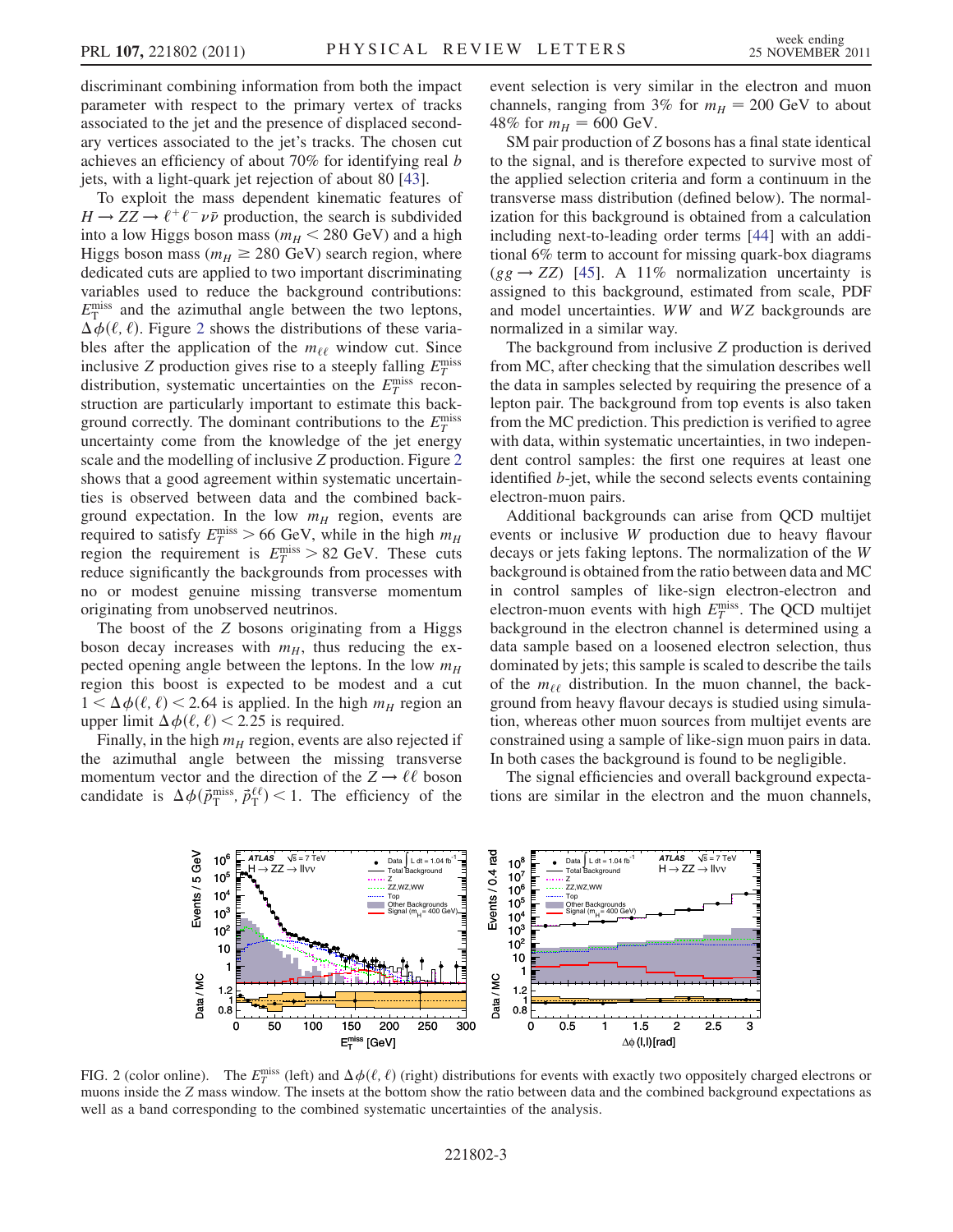discriminant combining information from both the impact parameter with respect to the primary vertex of tracks associated to the jet and the presence of displaced secondary vertices associated to the jet's tracks. The chosen cut achieves an efficiency of about 70% for identifying real $b$ jets, with a light-quark jet rejection of about 80 [43].

To exploit the mass dependent kinematic features of $H \to ZZ \to \ell^+\ell^-\nu\bar{\nu}$ production, the search is subdivided into a low Higgs boson mass ($m_H < 280$ GeV) and a high Higgs boson mass ($m_H \geq 280$ GeV) search region, where dedicated cuts are applied to two important discriminating variables used to reduce the background contributions: $E_T^{\rm miss}$ and the azimuthal angle between the two leptons, $\Delta\phi(\ell,\ell)$. Figure 2 shows the distributions of these variables after the application of the $m_{\ell\ell}$ window cut. Since inclusive $Z$ production gives rise to a steeply falling $E_T^{\rm miss}$ distribution, systematic uncertainties on the $E_T^{\rm miss}$ reconstruction are particularly important to estimate this background correctly. The dominant contributions to the $E_T^{\rm miss}$ uncertainty come from the knowledge of the jet energy scale and the modelling of inclusive $Z$ production. Figure 2 shows that a good agreement within systematic uncertainties is observed between data and the combined background expectation. In the low $m_H$ region, events are required to satisfy $E_T^{\rm miss} > 66$ GeV, while in the high $m_H$ region the requirement is $E_T^{\rm miss} > 82$ GeV. These cuts reduce significantly the backgrounds from processes with no or modest genuine missing transverse momentum originating from unobserved neutrinos.

The boost of the $Z$ bosons originating from a Higgs boson decay increases with $m_H$, thus reducing the expected opening angle between the leptons. In the low $m_H$ region this boost is expected to be modest and a cut $1 < \Delta\phi(\ell,\ell) < 2.64$ is applied. In the high $m_H$ region an upper limit $\Delta\phi(\ell,\ell) < 2.25$ is required.

Finally, in the high $m_H$ region, events are also rejected if the azimuthal angle between the missing transverse momentum vector and the direction of the $Z \to \ell\ell$ boson candidate is $\Delta\phi(\vec{p}_T^{\rm miss}, \vec{p}_T^{\ell\ell}) < 1$. The efficiency of the event selection is very similar in the electron and muon channels, ranging from 3% for $m_H = 200$ GeV to about 48% for $m_H = 600$ GeV.

SM pair production of $Z$ bosons has a final state identical to the signal, and is therefore expected to survive most of the applied selection criteria and form a continuum in the transverse mass distribution (defined below). The normalization for this background is obtained from a calculation including next-to-leading order terms [44] with an additional 6% term to account for missing quark-box diagrams ($gg \to ZZ$) [45]. A 11% normalization uncertainty is assigned to this background, estimated from scale, PDF and model uncertainties. $WW$ and $WZ$ backgrounds are normalized in a similar way.

The background from inclusive $Z$ production is derived from MC, after checking that the simulation describes well the data in samples selected by requiring the presence of a lepton pair. The background from top events is also taken from the MC prediction. This prediction is verified to agree with data, within systematic uncertainties, in two independent control samples: the first one requires at least one identified $b$-jet, while the second selects events containing electron-muon pairs.

Additional backgrounds can arise from QCD multijet events or inclusive $W$ production due to heavy flavour decays or jets faking leptons. The normalization of the $W$ background is obtained from the ratio between data and MC in control samples of like-sign electron-electron and electron-muon events with high $E_T^{\rm miss}$. The QCD multijet background in the electron channel is determined using a data sample based on a loosened electron selection, thus dominated by jets; this sample is scaled to describe the tails of the $m_{\ell\ell}$ distribution. In the muon channel, the background from heavy flavour decays is studied using simulation, whereas other muon sources from multijet events are constrained using a sample of like-sign muon pairs in data. In both cases the background is found to be negligible.

The signal efficiencies and overall background expectations are similar in the electron and the muon channels,

FIG. 2 (color online). The $E_T^{\rm miss}$ (left) and $\Delta\phi(\ell,\ell)$ (right) distributions for events with exactly two oppositely charged electrons or muons inside the $Z$ mass window. The insets at the bottom show the ratio between data and the combined background expectations as well as a band corresponding to the combined systematic uncertainties of the analysis.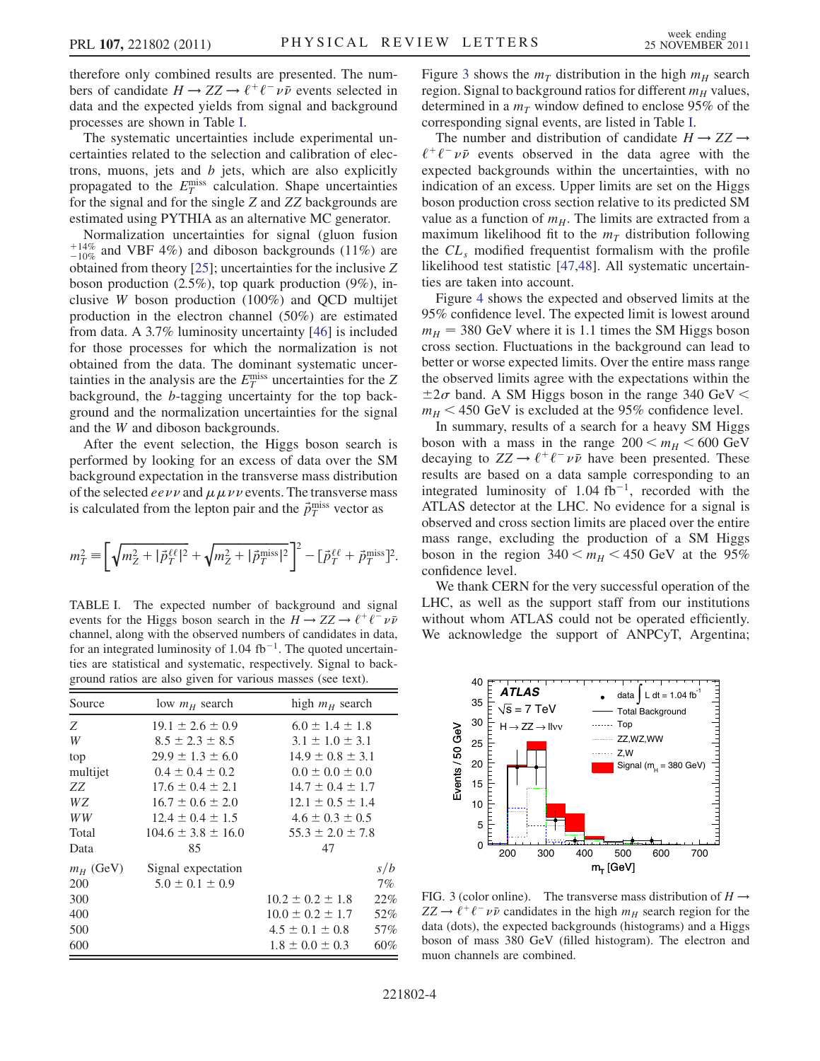therefore only combined results are presented. The numbers of candidate $H \to ZZ \to \ell^+\ell^-\nu\bar{\nu}$ events selected in data and the expected yields from signal and background processes are shown in Table I.

The systematic uncertainties include experimental uncertainties related to the selection and calibration of electrons, muons, jets and $b$ jets, which are also explicitly propagated to the $E_T^{\rm miss}$ calculation. Shape uncertainties for the signal and for the single $Z$ and $ZZ$ backgrounds are estimated using PYTHIA as an alternative MC generator.

Normalization uncertainties for signal (gluon fusion $^{+14\%}_{-10\%}$ and VBF 4%) and diboson backgrounds (11%) are obtained from theory [25]; uncertainties for the inclusive $Z$ boson production (2.5%), top quark production (9%), inclusive $W$ boson production (100%) and QCD multijet production in the electron channel (50%) are estimated from data. A 3.7% luminosity uncertainty [46] is included for those processes for which the normalization is not obtained from the data. The dominant systematic uncertainties in the analysis are the $E_T^{\rm miss}$ uncertainties for the $Z$ background, the $b$-tagging uncertainty for the top background and the normalization uncertainties for the signal and the $W$ and diboson backgrounds.

After the event selection, the Higgs boson search is performed by looking for an excess of data over the SM background expectation in the transverse mass distribution of the selected $ee\nu\nu$ and $\mu\mu\nu\nu$ events. The transverse mass is calculated from the lepton pair and the $\vec{p}_T^{\rm miss}$ vector as

$$m_T^2 \equiv \left[\sqrt{m_Z^2 + |\vec{p}_T^{\ell\ell}|^2} + \sqrt{m_Z^2 + |\vec{p}_T^{\rm miss}|^2}\right]^2 - [\vec{p}_T^{\ell\ell} + \vec{p}_T^{\rm miss}]^2.$$

TABLE I. The expected number of background and signal events for the Higgs boson search in the $H \to ZZ \to \ell^+\ell^-\nu\bar{\nu}$ channel, along with the observed numbers of candidates in data, for an integrated luminosity of 1.04 fb$^{-1}$. The quoted uncertainties are statistical and systematic, respectively. Signal to background ratios are also given for various masses (see text).

| Source | low $m_H$ search | high $m_H$ search | |
|---|---|---|---|
| $Z$ | $19.1 \pm 2.6 \pm 0.9$ | $6.0 \pm 1.4 \pm 1.8$ | |
| $W$ | $8.5 \pm 2.3 \pm 8.5$ | $3.1 \pm 1.0 \pm 3.1$ | |
| top | $29.9 \pm 1.3 \pm 6.0$ | $14.9 \pm 0.8 \pm 3.1$ | |
| multijet | $0.4 \pm 0.4 \pm 0.2$ | $0.0 \pm 0.0 \pm 0.0$ | |
| $ZZ$ | $17.6 \pm 0.4 \pm 2.1$ | $14.7 \pm 0.4 \pm 1.7$ | |
| $WZ$ | $16.7 \pm 0.6 \pm 2.0$ | $12.1 \pm 0.5 \pm 1.4$ | |
| $WW$ | $12.4 \pm 0.4 \pm 1.5$ | $4.6 \pm 0.3 \pm 0.5$ | |
| Total | $104.6 \pm 3.8 \pm 16.0$ | $55.3 \pm 2.0 \pm 7.8$ | |
| Data | 85 | 47 | |
| $m_H$ (GeV) | Signal expectation | | $s/b$ |
| 200 | $5.0 \pm 0.1 \pm 0.9$ | | 7% |
| 300 | | $10.2 \pm 0.2 \pm 1.8$ | 22% |
| 400 | | $10.0 \pm 0.2 \pm 1.7$ | 52% |
| 500 | | $4.5 \pm 0.1 \pm 0.8$ | 57% |
| 600 | | $1.8 \pm 0.0 \pm 0.3$ | 60% |

Figure 3 shows the $m_T$ distribution in the high $m_H$ search region. Signal to background ratios for different $m_H$ values, determined in a $m_T$ window defined to enclose 95% of the corresponding signal events, are listed in Table I.

The number and distribution of candidate $H \to ZZ \to \ell^+\ell^-\nu\bar{\nu}$ events observed in the data agree with the expected backgrounds within the uncertainties, with no indication of an excess. Upper limits are set on the Higgs boson production cross section relative to its predicted SM value as a function of $m_H$. The limits are extracted from a maximum likelihood fit to the $m_T$ distribution following the $CL_s$ modified frequentist formalism with the profile likelihood test statistic [47,48]. All systematic uncertainties are taken into account.

Figure 4 shows the expected and observed limits at the 95% confidence level. The expected limit is lowest around $m_H = 380$ GeV where it is 1.1 times the SM Higgs boson cross section. Fluctuations in the background can lead to better or worse expected limits. Over the entire mass range the observed limits agree with the expectations within the $\pm 2\sigma$ band. A SM Higgs boson in the range 340 GeV $< m_H <$ 450 GeV is excluded at the 95% confidence level.

In summary, results of a search for a heavy SM Higgs boson with a mass in the range $200 < m_H < 600$ GeV decaying to $ZZ \to \ell^+\ell^-\nu\bar{\nu}$ have been presented. These results are based on a data sample corresponding to an integrated luminosity of 1.04 fb$^{-1}$, recorded with the ATLAS detector at the LHC. No evidence for a signal is observed and cross section limits are placed over the entire mass range, excluding the production of a SM Higgs boson in the region $340 < m_H < 450$ GeV at the 95% confidence level.

We thank CERN for the very successful operation of the LHC, as well as the support staff from our institutions without whom ATLAS could not be operated efficiently. We acknowledge the support of ANPCyT, Argentina;

FIG. 3 (color online). The transverse mass distribution of $H \to ZZ \to \ell^+\ell^-\nu\bar{\nu}$ candidates in the high $m_H$ search region for the data (dots), the expected backgrounds (histograms) and a Higgs boson of mass 380 GeV (filled histogram). The electron and muon channels are combined.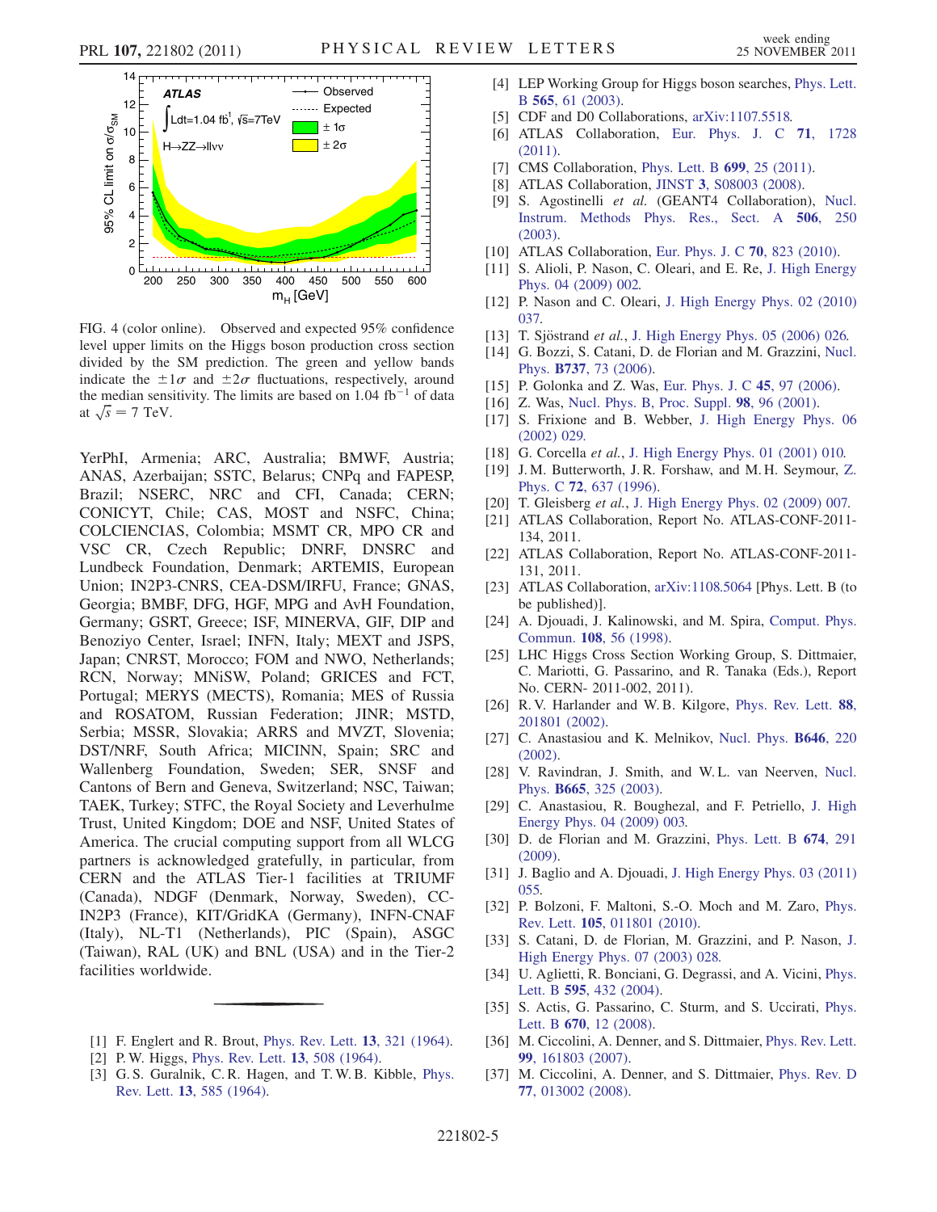FIG. 4 (color online). Observed and expected 95% confidence level upper limits on the Higgs boson production cross section divided by the SM prediction. The green and yellow bands indicate the $\pm 1\sigma$ and $\pm 2\sigma$ fluctuations, respectively, around the median sensitivity. The limits are based on 1.04 $\text{fb}^{-1}$ of data at $\sqrt{s} = 7$ TeV.

YerPhI, Armenia; ARC, Australia; BMWF, Austria; ANAS, Azerbaijan; SSTC, Belarus; CNPq and FAPESP, Brazil; NSERC, NRC and CFI, Canada; CERN; CONICYT, Chile; CAS, MOST and NSFC, China; COLCIENCIAS, Colombia; MSMT CR, MPO CR and VSC CR, Czech Republic; DNRF, DNSRC and Lundbeck Foundation, Denmark; ARTEMIS, European Union; IN2P3-CNRS, CEA-DSM/IRFU, France; GNAS, Georgia; BMBF, DFG, HGF, MPG and AvH Foundation, Germany; GSRT, Greece; ISF, MINERVA, GIF, DIP and Benoziyo Center, Israel; INFN, Italy; MEXT and JSPS, Japan; CNRST, Morocco; FOM and NWO, Netherlands; RCN, Norway; MNiSW, Poland; GRICES and FCT, Portugal; MERYS (MECTS), Romania; MES of Russia and ROSATOM, Russian Federation; JINR; MSTD, Serbia; MSSR, Slovakia; ARRS and MVZT, Slovenia; DST/NRF, South Africa; MICINN, Spain; SRC and Wallenberg Foundation, Sweden; SER, SNSF and Cantons of Bern and Geneva, Switzerland; NSC, Taiwan; TAEK, Turkey; STFC, the Royal Society and Leverhulme Trust, United Kingdom; DOE and NSF, United States of America. The crucial computing support from all WLCG partners is acknowledged gratefully, in particular, from CERN and the ATLAS Tier-1 facilities at TRIUMF (Canada), NDGF (Denmark, Norway, Sweden), CC-IN2P3 (France), KIT/GridKA (Germany), INFN-CNAF (Italy), NL-T1 (Netherlands), PIC (Spain), ASGC (Taiwan), RAL (UK) and BNL (USA) and in the Tier-2 facilities worldwide.

---

[1] F. Englert and R. Brout, Phys. Rev. Lett. **13**, 321 (1964).
[2] P. W. Higgs, Phys. Rev. Lett. **13**, 508 (1964).
[3] G. S. Guralnik, C. R. Hagen, and T. W. B. Kibble, Phys. Rev. Lett. **13**, 585 (1964).
[4] LEP Working Group for Higgs boson searches, Phys. Lett. B **565**, 61 (2003).
[5] CDF and D0 Collaborations, arXiv:1107.5518.
[6] ATLAS Collaboration, Eur. Phys. J. C **71**, 1728 (2011).
[7] CMS Collaboration, Phys. Lett. B **699**, 25 (2011).
[8] ATLAS Collaboration, JINST **3**, S08003 (2008).
[9] S. Agostinelli *et al.* (GEANT4 Collaboration), Nucl. Instrum. Methods Phys. Res., Sect. A **506**, 250 (2003).
[10] ATLAS Collaboration, Eur. Phys. J. C **70**, 823 (2010).
[11] S. Alioli, P. Nason, C. Oleari, and E. Re, J. High Energy Phys. 04 (2009) 002.
[12] P. Nason and C. Oleari, J. High Energy Phys. 02 (2010) 037.
[13] T. Sjöstrand *et al.*, J. High Energy Phys. 05 (2006) 026.
[14] G. Bozzi, S. Catani, D. de Florian and M. Grazzini, Nucl. Phys. **B737**, 73 (2006).
[15] P. Golonka and Z. Was, Eur. Phys. J. C **45**, 97 (2006).
[16] Z. Was, Nucl. Phys. B, Proc. Suppl. **98**, 96 (2001).
[17] S. Frixione and B. Webber, J. High Energy Phys. 06 (2002) 029.
[18] G. Corcella *et al.*, J. High Energy Phys. 01 (2001) 010.
[19] J. M. Butterworth, J. R. Forshaw, and M. H. Seymour, Z. Phys. C **72**, 637 (1996).
[20] T. Gleisberg *et al.*, J. High Energy Phys. 02 (2009) 007.
[21] ATLAS Collaboration, Report No. ATLAS-CONF-2011-134, 2011.
[22] ATLAS Collaboration, Report No. ATLAS-CONF-2011-131, 2011.
[23] ATLAS Collaboration, arXiv:1108.5064 [Phys. Lett. B (to be published)].
[24] A. Djouadi, J. Kalinowski, and M. Spira, Comput. Phys. Commun. **108**, 56 (1998).
[25] LHC Higgs Cross Section Working Group, S. Dittmaier, C. Mariotti, G. Passarino, and R. Tanaka (Eds.), Report No. CERN- 2011-002, 2011).
[26] R. V. Harlander and W. B. Kilgore, Phys. Rev. Lett. **88**, 201801 (2002).
[27] C. Anastasiou and K. Melnikov, Nucl. Phys. **B646**, 220 (2002).
[28] V. Ravindran, J. Smith, and W. L. van Neerven, Nucl. Phys. **B665**, 325 (2003).
[29] C. Anastasiou, R. Boughezal, and F. Petriello, J. High Energy Phys. 04 (2009) 003.
[30] D. de Florian and M. Grazzini, Phys. Lett. B **674**, 291 (2009).
[31] J. Baglio and A. Djouadi, J. High Energy Phys. 03 (2011) 055.
[32] P. Bolzoni, F. Maltoni, S.-O. Moch and M. Zaro, Phys. Rev. Lett. **105**, 011801 (2010).
[33] S. Catani, D. de Florian, M. Grazzini, and P. Nason, J. High Energy Phys. 07 (2003) 028.
[34] U. Aglietti, R. Bonciani, G. Degrassi, and A. Vicini, Phys. Lett. B **595**, 432 (2004).
[35] S. Actis, G. Passarino, C. Sturm, and S. Uccirati, Phys. Lett. B **670**, 12 (2008).
[36] M. Ciccolini, A. Denner, and S. Dittmaier, Phys. Rev. Lett. **99**, 161803 (2007).
[37] M. Ciccolini, A. Denner, and S. Dittmaier, Phys. Rev. D **77**, 013002 (2008).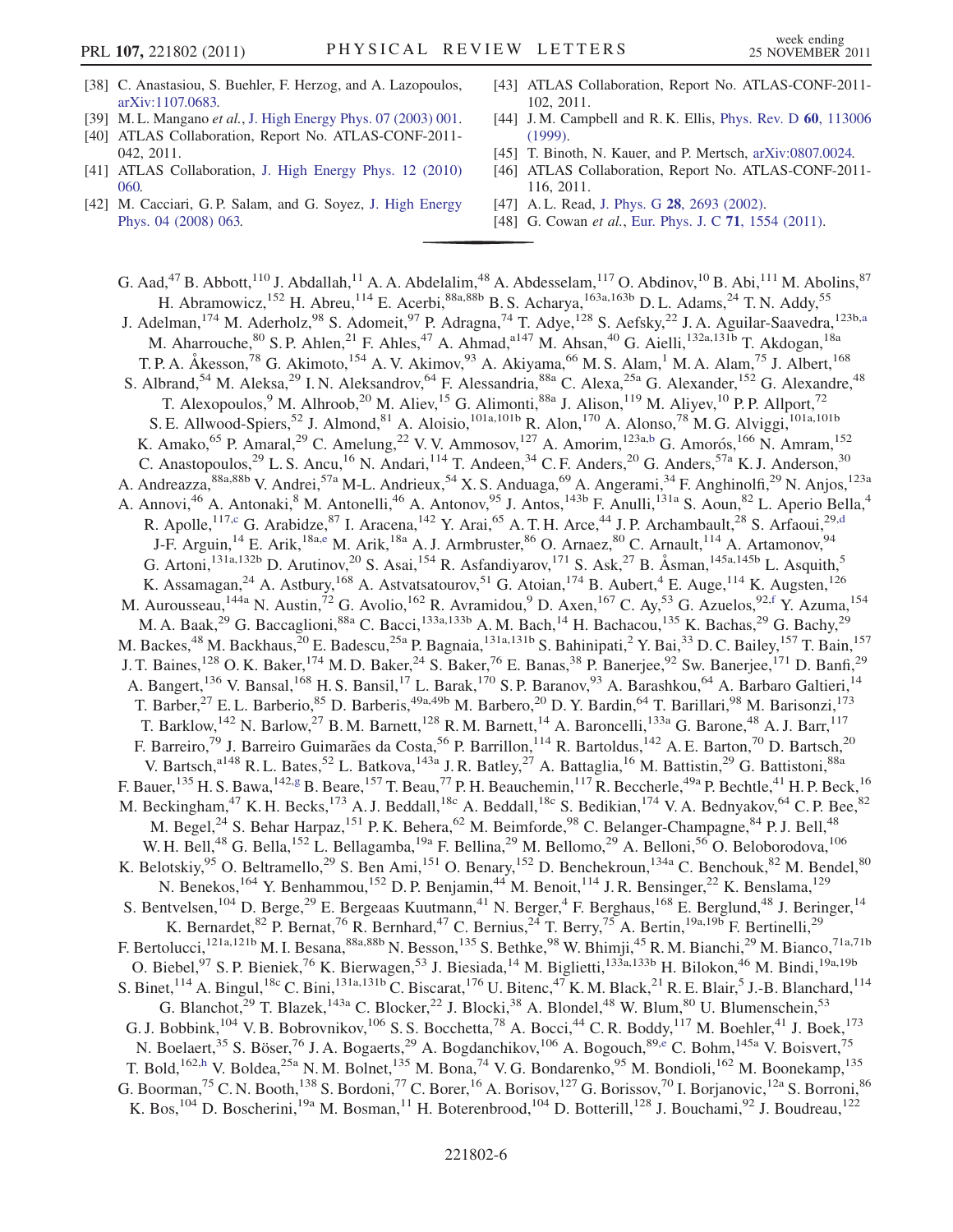[38] C. Anastasiou, S. Buehler, F. Herzog, and A. Lazopoulos, arXiv:1107.0683.

[39] M. L. Mangano *et al.*, J. High Energy Phys. 07 (2003) 001.

[40] ATLAS Collaboration, Report No. ATLAS-CONF-2011-042, 2011.

[41] ATLAS Collaboration, J. High Energy Phys. 12 (2010) 060.

[42] M. Cacciari, G. P. Salam, and G. Soyez, J. High Energy Phys. 04 (2008) 063.

[43] ATLAS Collaboration, Report No. ATLAS-CONF-2011-102, 2011.

[44] J. M. Campbell and R. K. Ellis, Phys. Rev. D **60**, 113006 (1999).

[45] T. Binoth, N. Kauer, and P. Mertsch, arXiv:0807.0024.

[46] ATLAS Collaboration, Report No. ATLAS-CONF-2011-116, 2011.

[47] A. L. Read, J. Phys. G **28**, 2693 (2002).

[48] G. Cowan *et al.*, Eur. Phys. J. C **71**, 1554 (2011).

---

G. Aad,[47] B. Abbott,[110] J. Abdallah,[11] A. A. Abdelalim,[48] A. Abdesselam,[117] O. Abdinov,[10] B. Abi,[111] M. Abolins,[87] H. Abramowicz,[152] H. Abreu,[114] E. Acerbi,[88a,88b] B. S. Acharya,[163a,163b] D. L. Adams,[24] T. N. Addy,[55] J. Adelman,[174] M. Aderholz,[98] S. Adomeit,[97] P. Adragna,[74] T. Adye,[128] S. Aefsky,[22] J. A. Aguilar-Saavedra,[123b,a] M. Aharrouche,[80] S. P. Ahlen,[21] F. Ahles,[47] A. Ahmad,[147] M. Ahsan,[40] G. Aielli,[132a,131b] T. Akdogan,[18a] T. P. A. Åkesson,[78] G. Akimoto,[154] A. V. Akimov,[93] A. Akiyama,[66] M. S. Alam,[1] M. A. Alam,[75] J. Albert,[168] S. Albrand,[54] M. Aleksa,[29] I. N. Aleksandrov,[64] F. Alessandria,[88a] C. Alexa,[25a] G. Alexander,[152] G. Alexandre,[48] T. Alexopoulos,[9] M. Alhroob,[20] M. Aliev,[15] G. Alimonti,[88a] J. Alison,[119] M. Aliyev,[10] P. P. Allport,[72] S. E. Allwood-Spiers,[52] J. Almond,[81] A. Aloisio,[101a,101b] R. Alon,[170] A. Alonso,[78] M. G. Alviggi,[101a,101b] K. Amako,[65] P. Amaral,[29] C. Amelung,[22] V. V. Ammosov,[127] A. Amorim,[123a,b] G. Amorós,[166] N. Amram,[152] C. Anastopoulos,[29] L. S. Ancu,[16] N. Andari,[114] T. Andeen,[34] C. F. Anders,[20] G. Anders,[57a] K. J. Anderson,[30] A. Andreazza,[88a,88b] V. Andrei,[57a] M-L. Andrieux,[54] X. S. Anduaga,[69] A. Angerami,[34] F. Anghinolfi,[29] N. Anjos,[123a] A. Annovi,[46] A. Antonaki,[8] M. Antonelli,[46] A. Antonov,[95] J. Antos,[143b] F. Anulli,[131a] S. Aoun,[82] L. Aperio Bella,[4] R. Apolle,[117,c] G. Arabidze,[87] I. Aracena,[142] Y. Arai,[65] A. T. H. Arce,[44] J. P. Archambault,[28] S. Arfaoui,[29,d] J-F. Arguin,[14] E. Arik,[18a,e] M. Arik,[18a] A. J. Armbruster,[86] O. Arnaez,[80] C. Arnault,[114] A. Artamonov,[94] G. Artoni,[131a,132b] D. Arutinov,[20] S. Asai,[154] R. Asfandiyarov,[171] S. Ask,[27] B. Åsman,[145a,145b] L. Asquith,[5] K. Assamagan,[24] A. Astbury,[168] A. Astvatsatourov,[51] G. Atoian,[174] B. Aubert,[4] E. Auge,[114] K. Augsten,[126] M. Aurousseau,[144a] N. Austin,[72] G. Avolio,[162] R. Avramidou,[9] D. Axen,[167] C. Ay,[53] G. Azuelos,[92,f] Y. Azuma,[154] M. A. Baak,[29] G. Baccaglioni,[88a] C. Bacci,[133a,133b] A. M. Bach,[14] H. Bachacou,[135] K. Bachas,[29] G. Bachy,[29] M. Backes,[48] M. Backhaus,[20] E. Badescu,[25a] P. Bagnaia,[131a,131b] S. Bahinipati,[2] Y. Bai,[33] D. C. Bailey,[157] T. Bain,[157] J. T. Baines,[128] O. K. Baker,[174] M. D. Baker,[24] S. Baker,[76] E. Banas,[38] P. Banerjee,[92] Sw. Banerjee,[171] D. Banfi,[29] A. Bangert,[136] V. Bansal,[168] H. S. Bansil,[17] L. Barak,[170] S. P. Baranov,[93] A. Barashkou,[64] A. Barbaro Galtieri,[14] T. Barber,[27] E. L. Barberio,[85] D. Barberis,[49a,49b] M. Barbero,[20] D. Y. Bardin,[64] T. Barillari,[98] M. Barisonzi,[173] T. Barklow,[142] N. Barlow,[27] B. M. Barnett,[128] R. M. Barnett,[14] A. Baroncelli,[133a] G. Barone,[48] A. J. Barr,[117] F. Barreiro,[79] J. Barreiro Guimarães da Costa,[56] P. Barrillon,[114] R. Bartoldus,[142] A. E. Barton,[70] D. Bartsch,[20] V. Bartsch,[148] R. L. Bates,[52] L. Batkova,[143a] J. R. Batley,[27] A. Battaglia,[16] M. Battistin,[29] G. Battistoni,[88a] F. Bauer,[135] H. S. Bawa,[142,g] B. Beare,[157] T. Beau,[77] P. H. Beauchemin,[117] R. Beccherle,[49a] P. Bechtle,[41] H. P. Beck,[16] M. Beckingham,[47] K. H. Becks,[173] A. J. Beddall,[18c] A. Beddall,[18c] S. Bedikian,[174] V. A. Bednyakov,[64] C. P. Bee,[82] M. Begel,[24] S. Behar Harpaz,[151] P. K. Behera,[62] M. Beimforde,[98] C. Belanger-Champagne,[84] P. J. Bell,[48] W. H. Bell,[48] G. Bella,[152] L. Bellagamba,[19a] F. Bellina,[29] M. Bellomo,[29] A. Belloni,[56] O. Beloborodova,[106] K. Belotskiy,[95] O. Beltramello,[29] S. Ben Ami,[151] O. Benary,[152] D. Benchekroun,[134a] C. Benchouk,[82] M. Bendel,[80] N. Benekos,[164] Y. Benhammou,[152] D. P. Benjamin,[44] M. Benoit,[114] J. R. Bensinger,[22] K. Benslama,[129] S. Bentvelsen,[104] D. Berge,[29] E. Bergeaas Kuutmann,[41] N. Berger,[4] F. Berghaus,[168] E. Berglund,[48] J. Beringer,[14] K. Bernardet,[82] P. Bernat,[76] R. Bernhard,[47] C. Bernius,[24] T. Berry,[75] A. Bertin,[19a,19b] F. Bertinelli,[29] F. Bertolucci,[121a,121b] M. I. Besana,[88a,88b] N. Besson,[135] S. Bethke,[98] W. Bhimji,[45] R. M. Bianchi,[29] M. Bianco,[71a,71b] O. Biebel,[97] S. P. Bieniek,[76] K. Bierwagen,[53] J. Biesiada,[14] M. Biglietti,[133a,133b] H. Bilokon,[46] M. Bindi,[19a,19b] S. Binet,[114] A. Bingul,[18c] C. Bini,[131a,131b] C. Biscarat,[176] U. Bitenc,[47] K. M. Black,[21] R. E. Blair,[5] J.-B. Blanchard,[114] G. Blanchot,[29] T. Blazek,[143a] C. Blocker,[22] J. Blocki,[38] A. Blondel,[48] W. Blum,[80] U. Blumenschein,[53] G. J. Bobbink,[104] V. B. Bobrovnikov,[106] S. S. Bocchetta,[78] A. Bocci,[44] C. R. Boddy,[117] M. Boehler,[41] J. Boek,[173] N. Boelaert,[35] S. Böser,[76] J. A. Bogaerts,[29] A. Bogdanchikov,[106] A. Bogouch,[89,e] C. Bohm,[145a] V. Boisvert,[75] T. Bold,[162,h] V. Boldea,[25a] N. M. Bolnet,[135] M. Bona,[74] V. G. Bondarenko,[95] M. Bondioli,[162] M. Boonekamp,[135] G. Boorman,[75] C. N. Booth,[138] S. Bordoni,[77] C. Borer,[16] A. Borisov,[127] G. Borissov,[70] I. Borjanovic,[12a] S. Borroni,[86] K. Bos,[104] D. Boscherini,[19a] M. Bosman,[11] H. Boterenbrood,[104] D. Botterill,[128] J. Bouchami,[92] J. Boudreau,[122]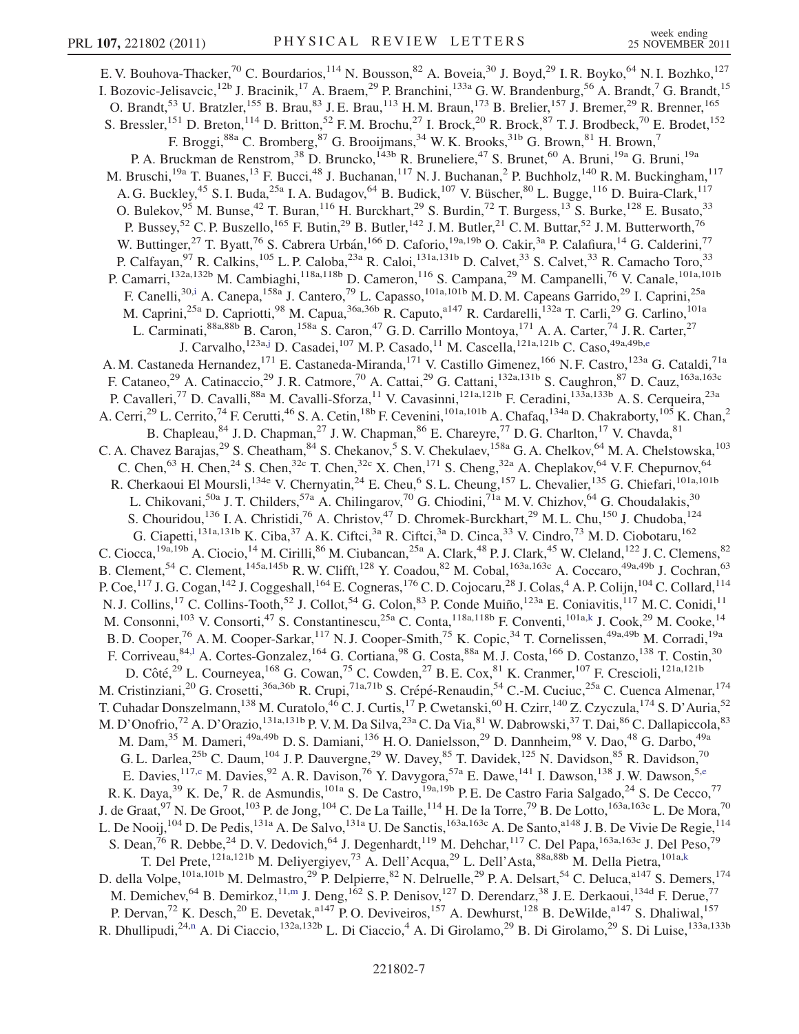E. V. Bouhova-Thacker,[70] C. Bourdarios,[114] N. Bousson,[82] A. Boveia,[30] J. Boyd,[29] I. R. Boyko,[64] N. I. Bozhko,[127] I. Bozovic-Jelisavcic,[12b] J. Bracinik,[17] A. Braem,[29] P. Branchini,[133a] G. W. Brandenburg,[56] A. Brandt,[7] G. Brandt,[15] O. Brandt,[53] U. Bratzler,[155] B. Brau,[83] J. E. Brau,[113] H. M. Braun,[173] B. Brelier,[157] J. Bremer,[29] R. Brenner,[165] S. Bressler,[151] D. Breton,[114] D. Britton,[52] F. M. Brochu,[27] I. Brock,[20] R. Brock,[87] T. J. Brodbeck,[70] E. Brodet,[152] F. Broggi,[88a] C. Bromberg,[87] G. Brooijmans,[34] W. K. Brooks,[31b] G. Brown,[81] H. Brown,[7] P. A. Bruckman de Renstrom,[38] D. Bruncko,[143b] R. Bruneliere,[47] S. Brunet,[60] A. Bruni,[19a] G. Bruni,[19a] M. Bruschi,[19a] T. Buanes,[13] F. Bucci,[48] J. Buchanan,[117] N. J. Buchanan,[2] P. Buchholz,[140] R. M. Buckingham,[117] A. G. Buckley,[45] S. I. Buda,[25a] I. A. Budagov,[64] B. Budick,[107] V. Büscher,[80] L. Bugge,[116] D. Buira-Clark,[117] O. Bulekov,[95] M. Bunse,[42] T. Buran,[116] H. Burckhart,[29] S. Burdin,[72] T. Burgess,[13] S. Burke,[128] E. Busato,[33] P. Bussey,[52] C. P. Buszello,[165] F. Butin,[29] B. Butler,[142] J. M. Butler,[21] C. M. Buttar,[52] J. M. Butterworth,[76] W. Buttinger,[27] T. Byatt,[76] S. Cabrera Urbán,[166] D. Caforio,[19a,19b] O. Cakir,[3a] P. Calafiura,[14] G. Calderini,[77] P. Calfayan,[97] R. Calkins,[105] L. P. Caloba,[23a] R. Caloi,[131a,131b] D. Calvet,[33] S. Calvet,[33] R. Camacho Toro,[33] P. Camarri,[132a,132b] M. Cambiaghi,[118a,118b] D. Cameron,[116] S. Campana,[29] M. Campanelli,[76] V. Canale,[101a,101b] F. Canelli,[30,i] A. Canepa,[158a] J. Cantero,[79] L. Capasso,[101a,101b] M. D. M. Capeans Garrido,[29] I. Caprini,[25a] M. Caprini,[25a] D. Capriotti,[98] M. Capua,[36a,36b] R. Caputo,[a147] R. Cardarelli,[132a] T. Carli,[29] G. Carlino,[101a] L. Carminati,[88a,88b] B. Caron,[158a] S. Caron,[47] G. D. Carrillo Montoya,[171] A. A. Carter,[74] J. R. Carter,[27] J. Carvalho,[123a,j] D. Casadei,[107] M. P. Casado,[11] M. Cascella,[121a,121b] C. Caso,[49a,49b,e] A. M. Castaneda Hernandez,[171] E. Castaneda-Miranda,[171] V. Castillo Gimenez,[166] N. F. Castro,[123a] G. Cataldi,[71a] F. Cataneo,[29] A. Catinaccio,[29] J. R. Catmore,[70] A. Cattai,[29] G. Cattani,[132a,131b] S. Caughron,[87] D. Cauz,[163a,163c] P. Cavalleri,[77] D. Cavalli,[88a] M. Cavalli-Sforza,[11] V. Cavasinni,[121a,121b] F. Ceradini,[133a,133b] A. S. Cerqueira,[23a] A. Cerri,[29] L. Cerrito,[74] F. Cerutti,[46] S. A. Cetin,[18b] F. Cevenini,[101a,101b] A. Chafaq,[134a] D. Chakraborty,[105] K. Chan,[2] B. Chapleau,[84] J. D. Chapman,[27] J. W. Chapman,[86] E. Chareyre,[77] D. G. Charlton,[17] V. Chavda,[81] C. A. Chavez Barajas,[29] S. Cheatham,[84] S. Chekanov,[5] S. V. Chekulaev,[158a] G. A. Chelkov,[64] M. A. Chelstowska,[103] C. Chen,[63] H. Chen,[24] S. Chen,[32c] T. Chen,[32c] X. Chen,[171] S. Cheng,[32a] A. Cheplakov,[64] V. F. Chepurnov,[64] R. Cherkaoui El Moursli,[134e] V. Chernyatin,[24] E. Cheu,[6] S. L. Cheung,[157] L. Chevalier,[135] G. Chiefari,[101a,101b] L. Chikovani,[50a] J. T. Childers,[57a] A. Chilingarov,[70] G. Chiodini,[71a] M. V. Chizhov,[64] G. Choudalakis,[30] S. Chouridou,[136] I. A. Christidi,[76] A. Christov,[47] D. Chromek-Burckhart,[29] M. L. Chu,[150] J. Chudoba,[124] G. Ciapetti,[131a,131b] K. Ciba,[37] A. K. Ciftci,[3a] R. Ciftci,[3a] D. Cinca,[33] V. Cindro,[73] M. D. Ciobotaru,[162] C. Ciocca,[19a,19b] A. Ciocio,[14] M. Cirilli,[86] M. Ciubancan,[25a] A. Clark,[48] P. J. Clark,[45] W. Cleland,[122] J. C. Clemens,[82] B. Clement,[54] C. Clement,[145a,145b] R. W. Clifft,[128] Y. Coadou,[82] M. Cobal,[163a,163c] A. Coccaro,[49a,49b] J. Cochran,[63] P. Coe,[117] J. G. Cogan,[142] J. Coggeshall,[164] E. Cogneras,[176] C. D. Cojocaru,[28] J. Colas,[4] A. P. Colijn,[104] C. Collard,[114] N. J. Collins,[17] C. Collins-Tooth,[52] J. Collot,[54] G. Colon,[83] P. Conde Muiño,[123a] E. Coniavitis,[117] M. C. Conidi,[11] M. Consonni,[103] V. Consorti,[47] S. Constantinescu,[25a] C. Conta,[118a,118b] F. Conventi,[101a,k] J. Cook,[29] M. Cooke,[14] B. D. Cooper,[76] A. M. Cooper-Sarkar,[117] N. J. Cooper-Smith,[75] K. Copic,[34] T. Cornelissen,[49a,49b] M. Corradi,[19a] F. Corriveau,[84,l] A. Cortes-Gonzalez,[164] G. Cortiana,[98] G. Costa,[88a] M. J. Costa,[166] D. Costanzo,[138] T. Costin,[30] D. Côté,[29] L. Courneyea,[168] G. Cowan,[75] C. Cowden,[27] B. E. Cox,[81] K. Cranmer,[107] F. Crescioli,[121a,121b] M. Cristinziani,[20] G. Crosetti,[36a,36b] R. Crupi,[71a,71b] S. Crépé-Renaudin,[54] C.-M. Cuciuc,[25a] C. Cuenca Almenar,[174] T. Cuhadar Donszelmann,[138] M. Curatolo,[46] C. J. Curtis,[17] P. Cwetanski,[60] H. Czirr,[140] Z. Czyczula,[174] S. D'Auria,[52] M. D'Onofrio,[72] A. D'Orazio,[131a,131b] P. V. M. Da Silva,[23a] C. Da Via,[81] W. Dabrowski,[37] T. Dai,[86] C. Dallapiccola,[83] M. Dam,[35] M. Dameri,[49a,49b] D. S. Damiani,[136] H. O. Danielsson,[29] D. Dannheim,[98] V. Dao,[48] G. Darbo,[49a] G. L. Darlea,[25b] C. Daum,[104] J. P. Dauvergne,[29] W. Davey,[85] T. Davidek,[125] N. Davidson,[85] R. Davidson,[70] E. Davies,[117,c] M. Davies,[92] A. R. Davison,[76] Y. Davygora,[57a] E. Dawe,[141] I. Dawson,[138] J. W. Dawson,[5,e] R. K. Daya,[39] K. De,[7] R. de Asmundis,[101a] S. De Castro,[19a,19b] P. E. De Castro Faria Salgado,[24] S. De Cecco,[77] J. de Graat,[97] N. De Groot,[103] P. de Jong,[104] C. De La Taille,[114] H. De la Torre,[79] B. De Lotto,[163a,163c] L. De Mora,[70] L. De Nooij,[104] D. De Pedis,[131a] A. De Salvo,[131a] U. De Sanctis,[163a,163c] A. De Santo,[a148] J. B. De Vivie De Regie,[114] S. Dean,[76] R. Debbe,[24] D. V. Dedovich,[64] J. Degenhardt,[119] M. Dehchar,[117] C. Del Papa,[163a,163c] J. Del Peso,[79] T. Del Prete,[121a,121b] M. Deliyergiyev,[73] A. Dell'Acqua,[29] L. Dell'Asta,[88a,88b] M. Della Pietra,[101a,k] D. della Volpe,[101a,101b] M. Delmastro,[29] P. Delpierre,[82] N. Delruelle,[29] P. A. Delsart,[54] C. Deluca,[a147] S. Demers,[174] M. Demichev,[64] B. Demirkoz,[11,m] J. Deng,[162] S. P. Denisov,[127] D. Derendarz,[38] J. E. Derkaoui,[134d] F. Derue,[77] P. Dervan,[72] K. Desch,[20] E. Devetak,[a147] P. O. Deviveiros,[157] A. Dewhurst,[128] B. DeWilde,[a147] S. Dhaliwal,[157] R. Dhullipudi,[24,n] A. Di Ciaccio,[132a,132b] L. Di Ciaccio,[4] A. Di Girolamo,[29] B. Di Girolamo,[29] S. Di Luise,[133a,133b]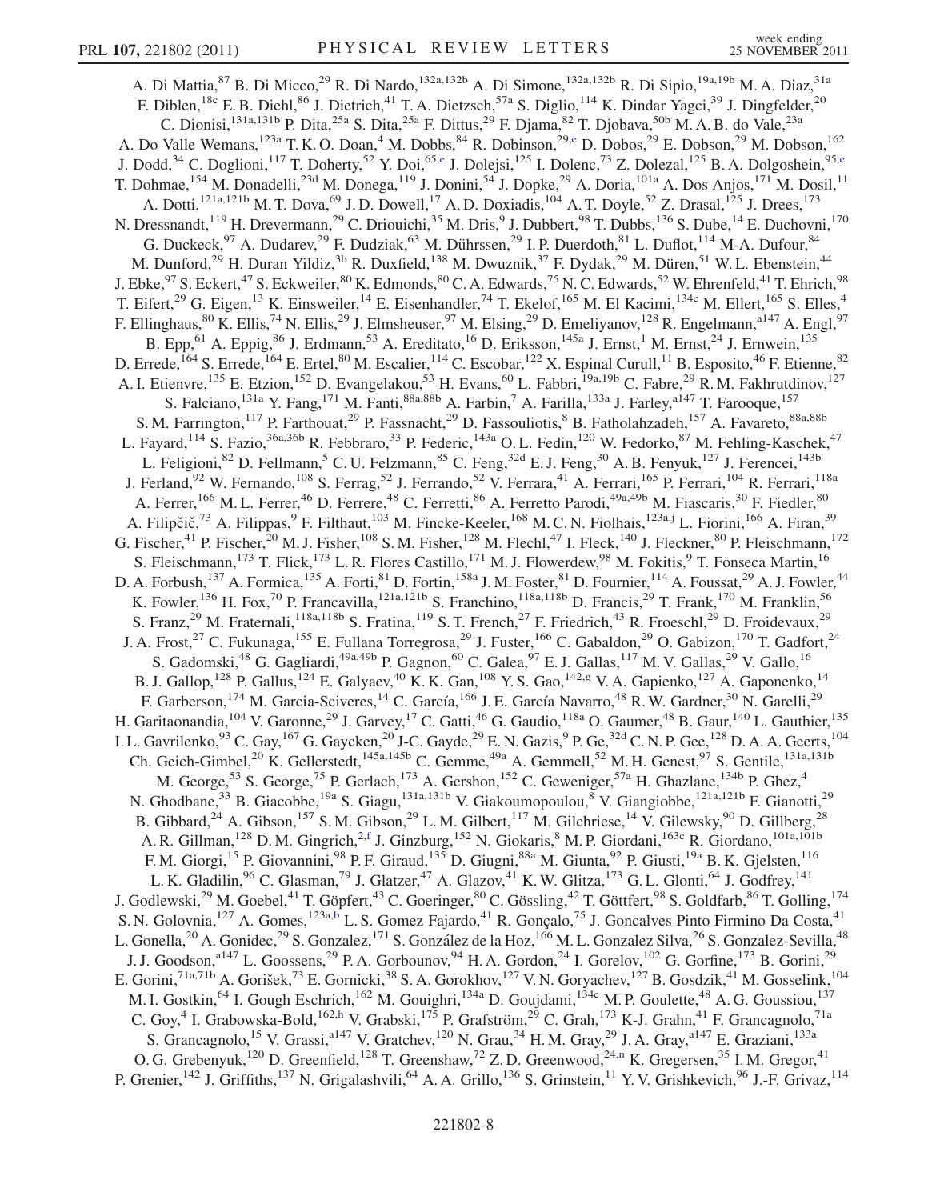A. Di Mattia,[87] B. Di Micco,[29] R. Di Nardo,[132a,132b] A. Di Simone,[132a,132b] R. Di Sipio,[19a,19b] M. A. Diaz,[31a] F. Diblen,[18c] E. B. Diehl,[86] J. Dietrich,[41] T. A. Dietzsch,[57a] S. Diglio,[114] K. Dindar Yagci,[39] J. Dingfelder,[20] C. Dionisi,[131a,131b] P. Dita,[25a] S. Dita,[25a] F. Dittus,[29] F. Djama,[82] T. Djobava,[50b] M. A. B. do Vale,[23a] A. Do Valle Wemans,[123a] T. K. O. Doan,[4] M. Dobbs,[84] R. Dobinson,[29,e] D. Dobos,[29] E. Dobson,[29] M. Dobson,[162] J. Dodd,[34] C. Doglioni,[117] T. Doherty,[52] Y. Doi,[65,e] J. Dolejsi,[125] I. Dolenc,[73] Z. Dolezal,[125] B. A. Dolgoshein,[95,e] T. Dohmae,[154] M. Donadelli,[23d] M. Donega,[119] J. Donini,[54] J. Dopke,[29] A. Doria,[101a] A. Dos Anjos,[171] M. Dosil,[11] A. Dotti,[121a,121b] M. T. Dova,[69] J. D. Dowell,[17] A. D. Doxiadis,[104] A. T. Doyle,[52] Z. Drasal,[125] J. Drees,[173] N. Dressnandt,[119] H. Drevermann,[29] C. Driouichi,[35] M. Dris,[9] J. Dubbert,[98] T. Dubbs,[136] S. Dube,[14] E. Duchovni,[170] G. Duckeck,[97] A. Dudarev,[29] F. Dudziak,[63] M. Dührssen,[29] I. P. Duerdoth,[81] L. Duflot,[114] M-A. Dufour,[84] M. Dunford,[29] H. Duran Yildiz,[3b] R. Duxfield,[138] M. Dwuznik,[37] F. Dydak,[29] M. Düren,[51] W. L. Ebenstein,[44] J. Ebke,[97] S. Eckert,[47] S. Eckweiler,[80] K. Edmonds,[80] C. A. Edwards,[75] N. C. Edwards,[52] W. Ehrenfeld,[41] T. Ehrich,[98] T. Eifert,[29] G. Eigen,[13] K. Einsweiler,[14] E. Eisenhandler,[74] T. Ekelof,[165] M. El Kacimi,[134c] M. Ellert,[165] S. Elles,[4] F. Ellinghaus,[80] K. Ellis,[74] N. Ellis,[29] J. Elmsheuser,[97] M. Elsing,[29] D. Emeliyanov,[128] R. Engelmann,[a147] A. Engl,[97] B. Epp,[61] A. Eppig,[86] J. Erdmann,[53] A. Ereditato,[16] D. Eriksson,[145a] J. Ernst,[1] M. Ernst,[24] J. Ernwein,[135] D. Errede,[164] S. Errede,[164] E. Ertel,[80] M. Escalier,[114] C. Escobar,[122] X. Espinal Curull,[11] B. Esposito,[46] F. Etienne,[82] A. I. Etienvre,[135] E. Etzion,[152] D. Evangelakou,[53] H. Evans,[60] L. Fabbri,[19a,19b] C. Fabre,[29] R. M. Fakhrutdinov,[127] S. Falciano,[131a] Y. Fang,[171] M. Fanti,[88a,88b] A. Farbin,[7] A. Farilla,[133a] J. Farley,[a147] T. Farooque,[157] S. M. Farrington,[117] P. Farthouat,[29] P. Fassnacht,[29] D. Fassouliotis,[8] B. Fatholahzadeh,[157] A. Favareto,[88a,88b] L. Fayard,[114] S. Fazio,[36a,36b] R. Febbraro,[33] P. Federic,[143a] O. L. Fedin,[120] W. Fedorko,[87] M. Fehling-Kaschek,[47] L. Feligioni,[82] D. Fellmann,[5] C. U. Felzmann,[85] C. Feng,[32d] E. J. Feng,[30] A. B. Fenyuk,[127] J. Ferencei,[143b] J. Ferland,[92] W. Fernando,[108] S. Ferrag,[52] J. Ferrando,[52] V. Ferrara,[41] A. Ferrari,[165] P. Ferrari,[104] R. Ferrari,[118a] A. Ferrer,[166] M. L. Ferrer,[46] D. Ferrere,[48] C. Ferretti,[86] A. Ferretto Parodi,[49a,49b] M. Fiascaris,[30] F. Fiedler,[80] A. Filipčič,[73] A. Filippas,[9] F. Filthaut,[103] M. Fincke-Keeler,[168] M. C. N. Fiolhais,[123a,j] L. Fiorini,[166] A. Firan,[39] G. Fischer,[41] P. Fischer,[20] M. J. Fisher,[108] S. M. Fisher,[128] M. Flechl,[47] I. Fleck,[140] J. Fleckner,[80] P. Fleischmann,[172] S. Fleischmann,[173] T. Flick,[173] L. R. Flores Castillo,[171] M. J. Flowerdew,[98] M. Fokitis,[9] T. Fonseca Martin,[16] D. A. Forbush,[137] A. Formica,[135] A. Forti,[81] D. Fortin,[158a] J. M. Foster,[81] D. Fournier,[114] A. Foussat,[29] A. J. Fowler,[44] K. Fowler,[136] H. Fox,[70] P. Francavilla,[121a,121b] S. Franchino,[118a,118b] D. Francis,[29] T. Frank,[170] M. Franklin,[56] S. Franz,[29] M. Fraternali,[118a,118b] S. Fratina,[119] S. T. French,[27] F. Friedrich,[43] R. Froeschl,[29] D. Froidevaux,[29] J. A. Frost,[27] C. Fukunaga,[155] E. Fullana Torregrosa,[29] J. Fuster,[166] C. Gabaldon,[29] O. Gabizon,[170] T. Gadfort,[24] S. Gadomski,[48] G. Gagliardi,[49a,49b] P. Gagnon,[60] C. Galea,[97] E. J. Gallas,[117] M. V. Gallas,[29] V. Gallo,[16] B. J. Gallop,[128] P. Gallus,[124] E. Galyaev,[40] K. K. Gan,[108] Y. S. Gao,[142,g] V. A. Gapienko,[127] A. Gaponenko,[14] F. Garberson,[174] M. Garcia-Sciveres,[14] C. García,[166] J. E. García Navarro,[48] R. W. Gardner,[30] N. Garelli,[29] H. Garitaonandia,[104] V. Garonne,[29] J. Garvey,[17] C. Gatti,[46] G. Gaudio,[118a] O. Gaumer,[48] B. Gaur,[140] L. Gauthier,[135] I. L. Gavrilenko,[93] C. Gay,[167] G. Gaycken,[20] J-C. Gayde,[29] E. N. Gazis,[9] P. Ge,[32d] C. N. P. Gee,[128] D. A. A. Geerts,[104] Ch. Geich-Gimbel,[20] K. Gellerstedt,[145a,145b] C. Gemme,[49a] A. Gemmell,[52] M. H. Genest,[97] S. Gentile,[131a,131b] M. George,[53] S. George,[75] P. Gerlach,[173] A. Gershon,[152] C. Geweniger,[57a] H. Ghazlane,[134b] P. Ghez,[4] N. Ghodbane,[33] B. Giacobbe,[19a] S. Giagu,[131a,131b] V. Giakoumopoulou,[8] V. Giangiobbe,[121a,121b] F. Gianotti,[29] B. Gibbard,[24] A. Gibson,[157] S. M. Gibson,[29] L. M. Gilbert,[117] M. Gilchriese,[14] V. Gilewsky,[90] D. Gillberg,[28] A. R. Gillman,[128] D. M. Gingrich,[2,f] J. Ginzburg,[152] N. Giokaris,[8] M. P. Giordani,[163c] R. Giordano,[101a,101b] F. M. Giorgi,[15] P. Giovannini,[98] P. F. Giraud,[135] D. Giugni,[88a] M. Giunta,[92] P. Giusti,[19a] B. K. Gjelsten,[116] L. K. Gladilin,[96] C. Glasman,[79] J. Glatzer,[47] A. Glazov,[41] K. W. Glitza,[173] G. L. Glonti,[64] J. Godfrey,[141] J. Godlewski,[29] M. Goebel,[41] T. Göpfert,[43] C. Goeringer,[80] C. Gössling,[42] T. Göttfert,[98] S. Goldfarb,[86] T. Golling,[174] S. N. Golovnia,[127] A. Gomes,[123a,b] L. S. Gomez Fajardo,[41] R. Gonçalo,[75] J. Goncalves Pinto Firmino Da Costa,[41] L. Gonella,[20] A. Gonidec,[29] S. Gonzalez,[171] S. González de la Hoz,[166] M. L. Gonzalez Silva,[26] S. Gonzalez-Sevilla,[48] J. J. Goodson,[a147] L. Goossens,[29] P. A. Gorbounov,[94] H. A. Gordon,[24] I. Gorelov,[102] G. Gorfine,[173] B. Gorini,[29] E. Gorini,[71a,71b] A. Gorišek,[73] E. Gornicki,[38] S. A. Gorokhov,[127] V. N. Goryachev,[127] B. Gosdzik,[41] M. Gosselink,[104] M. I. Gostkin,[64] I. Gough Eschrich,[162] M. Gouighri,[134a] D. Goujdami,[134c] M. P. Goulette,[48] A. G. Goussiou,[137] C. Goy,[4] I. Grabowska-Bold,[162,h] V. Grabski,[175] P. Grafström,[29] C. Grah,[173] K-J. Grahn,[41] F. Grancagnolo,[71a] S. Grancagnolo,[15] V. Grassi,[a147] V. Gratchev,[120] N. Grau,[34] H. M. Gray,[29] J. A. Gray,[a147] E. Graziani,[133a] O. G. Grebenyuk,[120] D. Greenfield,[128] T. Greenshaw,[72] Z. D. Greenwood,[24,n] K. Gregersen,[35] I. M. Gregor,[41] P. Grenier,[142] J. Griffiths,[137] N. Grigalashvili,[64] A. A. Grillo,[136] S. Grinstein,[11] Y. V. Grishkevich,[96] J.-F. Grivaz,[114]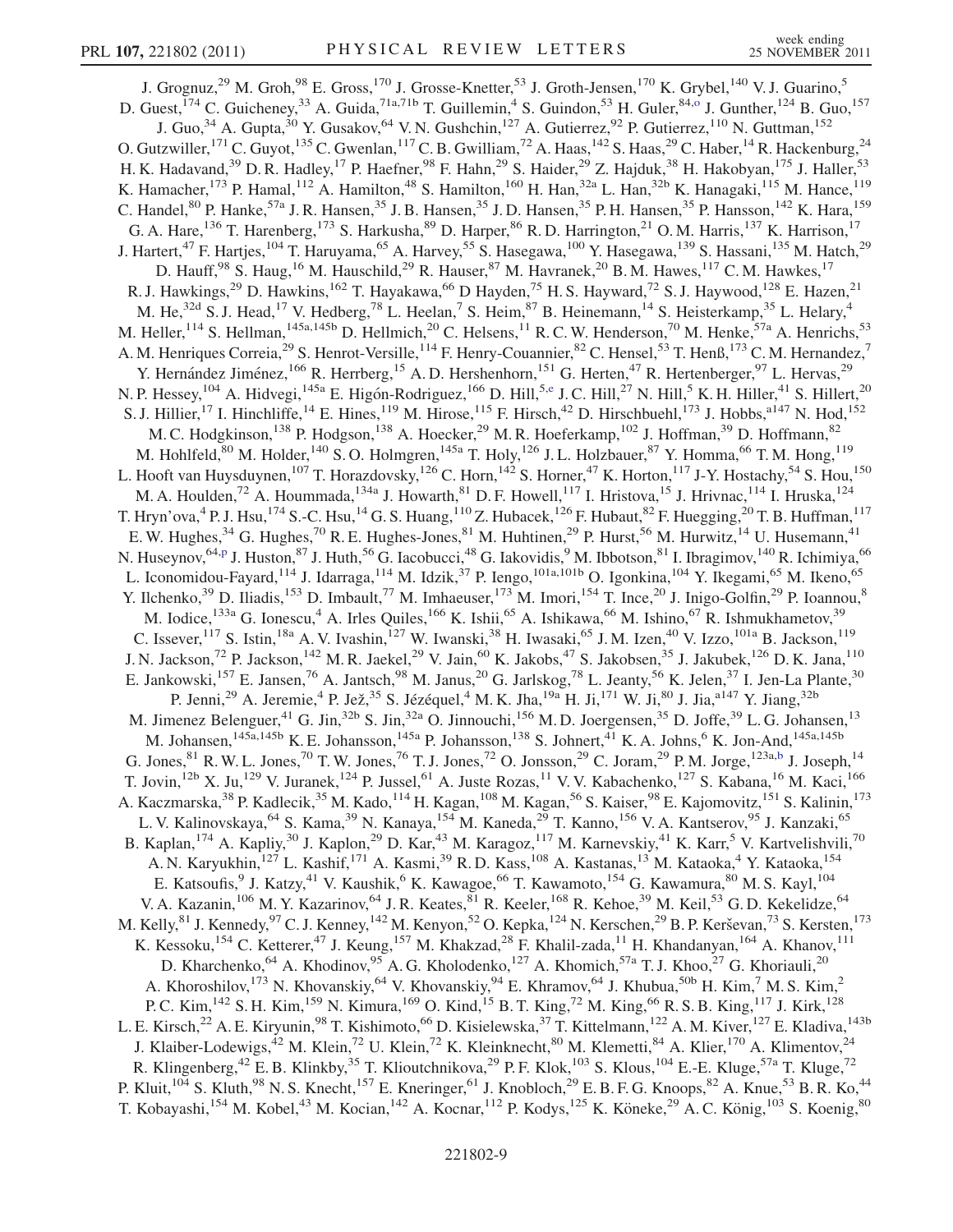J. Grognuz,[29] M. Groh,[98] E. Gross,[170] J. Grosse-Knetter,[53] J. Groth-Jensen,[170] K. Grybel,[140] V. J. Guarino,[5] D. Guest,[174] C. Guicheney,[33] A. Guida,[71a,71b] T. Guillemin,[4] S. Guindon,[53] H. Guler,[84,o] J. Gunther,[124] B. Guo,[157] J. Guo,[34] A. Gupta,[30] Y. Gusakov,[64] V. N. Gushchin,[127] A. Gutierrez,[92] P. Gutierrez,[110] N. Guttman,[152] O. Gutzwiller,[171] C. Guyot,[135] C. Gwenlan,[117] C. B. Gwilliam,[72] A. Haas,[142] S. Haas,[29] C. Haber,[14] R. Hackenburg,[24] H. K. Hadavand,[39] D. R. Hadley,[17] P. Haefner,[98] F. Hahn,[29] S. Haider,[29] Z. Hajduk,[38] H. Hakobyan,[175] J. Haller,[53] K. Hamacher,[173] P. Hamal,[112] A. Hamilton,[48] S. Hamilton,[160] H. Han,[32a] L. Han,[32b] K. Hanagaki,[115] M. Hance,[119] C. Handel,[80] P. Hanke,[57a] J. R. Hansen,[35] J. B. Hansen,[35] J. D. Hansen,[35] P. H. Hansen,[35] P. Hansson,[142] K. Hara,[159] G. A. Hare,[136] T. Harenberg,[173] S. Harkusha,[89] D. Harper,[86] R. D. Harrington,[21] O. M. Harris,[137] K. Harrison,[17] J. Hartert,[47] F. Hartjes,[104] T. Haruyama,[65] A. Harvey,[55] S. Hasegawa,[100] Y. Hasegawa,[139] S. Hassani,[135] M. Hatch,[29] D. Hauff,[98] S. Haug,[16] M. Hauschild,[29] R. Hauser,[87] M. Havranek,[20] B. M. Hawes,[117] C. M. Hawkes,[17] R. J. Hawkings,[29] D. Hawkins,[162] T. Hayakawa,[66] D Hayden,[75] H. S. Hayward,[72] S. J. Haywood,[128] E. Hazen,[21] M. He,[32d] S. J. Head,[17] V. Hedberg,[78] L. Heelan,[7] S. Heim,[87] B. Heinemann,[14] S. Heisterkamp,[35] L. Helary,[4] M. Heller,[114] S. Hellman,[145a,145b] D. Hellmich,[20] C. Helsens,[11] R. C. W. Henderson,[70] M. Henke,[57a] A. Henrichs,[53] A. M. Henriques Correia,[29] S. Henrot-Versille,[114] F. Henry-Couannier,[82] C. Hensel,[53] T. Henß,[173] C. M. Hernandez,[7] Y. Hernández Jiménez,[166] R. Herrberg,[15] A. D. Hershenhorn,[151] G. Herten,[47] R. Hertenberger,[97] L. Hervas,[29] N. P. Hessey,[104] A. Hidvegi,[145a] E. Higón-Rodriguez,[166] D. Hill,[5,e] J. C. Hill,[27] N. Hill,[5] K. H. Hiller,[41] S. Hillert,[20] S. J. Hillier,[17] I. Hinchliffe,[14] E. Hines,[119] M. Hirose,[115] F. Hirsch,[42] D. Hirschbuehl,[173] J. Hobbs,[a147] N. Hod,[152] M. C. Hodgkinson,[138] P. Hodgson,[138] A. Hoecker,[29] M. R. Hoeferkamp,[102] J. Hoffman,[39] D. Hoffmann,[82] M. Hohlfeld,[80] M. Holder,[140] S. O. Holmgren,[145a] T. Holy,[126] J. L. Holzbauer,[87] Y. Homma,[66] T. M. Hong,[119] L. Hooft van Huysduynen,[107] T. Horazdovsky,[126] C. Horn,[142] S. Horner,[47] K. Horton,[117] J-Y. Hostachy,[54] S. Hou,[150] M. A. Houlden,[72] A. Hoummada,[134a] J. Howarth,[81] D. F. Howell,[117] I. Hristova,[15] J. Hrivnac,[114] I. Hruska,[124] T. Hryn'ova,[4] P. J. Hsu,[174] S.-C. Hsu,[14] G. S. Huang,[110] Z. Hubacek,[126] F. Hubaut,[82] F. Huegging,[20] T. B. Huffman,[117] E. W. Hughes,[34] G. Hughes,[70] R. E. Hughes-Jones,[81] M. Huhtinen,[29] P. Hurst,[56] M. Hurwitz,[14] U. Husemann,[41] N. Huseynov,[64,p] J. Huston,[87] J. Huth,[56] G. Iacobucci,[48] G. Iakovidis,[9] M. Ibbotson,[81] I. Ibragimov,[140] R. Ichimiya,[66] L. Iconomidou-Fayard,[114] J. Idarraga,[114] M. Idzik,[37] P. Iengo,[101a,101b] O. Igonkina,[104] Y. Ikegami,[65] M. Ikeno,[65] Y. Ilchenko,[39] D. Iliadis,[153] D. Imbault,[77] M. Imhaeuser,[173] M. Imori,[154] T. Ince,[20] J. Inigo-Golfin,[29] P. Ioannou,[8] M. Iodice,[133a] G. Ionescu,[4] A. Irles Quiles,[166] K. Ishii,[65] A. Ishikawa,[66] M. Ishino,[67] R. Ishmukhametov,[39] C. Issever,[117] S. Istin,[18a] A. V. Ivashin,[127] W. Iwanski,[38] H. Iwasaki,[65] J. M. Izen,[40] V. Izzo,[101a] B. Jackson,[119] J. N. Jackson,[72] P. Jackson,[142] M. R. Jaekel,[29] V. Jain,[60] K. Jakobs,[47] S. Jakobsen,[35] J. Jakubek,[126] D. K. Jana,[110] E. Jankowski,[157] E. Jansen,[76] A. Jantsch,[98] M. Janus,[20] G. Jarlskog,[78] L. Jeanty,[56] K. Jelen,[37] I. Jen-La Plante,[30] P. Jenni,[29] A. Jeremie,[4] P. Jež,[35] S. Jézéquel,[4] M. K. Jha,[19a] H. Ji,[171] W. Ji,[80] J. Jia,[a147] Y. Jiang,[32b] M. Jimenez Belenguer,[41] G. Jin,[32b] S. Jin,[32a] O. Jinnouchi,[156] M. D. Joergensen,[35] D. Joffe,[39] L. G. Johansen,[13] M. Johansen,[145a,145b] K. E. Johansson,[145a] P. Johansson,[138] S. Johnert,[41] K. A. Johns,[6] K. Jon-And,[145a,145b] G. Jones,[81] R. W. L. Jones,[70] T. W. Jones,[76] T. J. Jones,[72] O. Jonsson,[29] C. Joram,[29] P. M. Jorge,[123a,b] J. Joseph,[14] T. Jovin,[12b] X. Ju,[129] V. Juranek,[124] P. Jussel,[61] A. Juste Rozas,[11] V. V. Kabachenko,[127] S. Kabana,[16] M. Kaci,[166] A. Kaczmarska,[38] P. Kadlecik,[35] M. Kado,[114] H. Kagan,[108] M. Kagan,[56] S. Kaiser,[98] E. Kajomovitz,[151] S. Kalinin,[173] L. V. Kalinovskaya,[64] S. Kama,[39] N. Kanaya,[154] M. Kaneda,[29] T. Kanno,[156] V. A. Kantserov,[95] J. Kanzaki,[65] B. Kaplan,[174] A. Kapliy,[30] J. Kaplon,[29] D. Kar,[43] M. Karagoz,[117] M. Karnevskiy,[41] K. Karr,[5] V. Kartvelishvili,[70] A. N. Karyukhin,[127] L. Kashif,[171] A. Kasmi,[39] R. D. Kass,[108] A. Kastanas,[13] M. Kataoka,[4] Y. Kataoka,[154] E. Katsoufis,[9] J. Katzy,[41] V. Kaushik,[6] K. Kawagoe,[66] T. Kawamoto,[154] G. Kawamura,[80] M. S. Kayl,[104] V. A. Kazanin,[106] M. Y. Kazarinov,[64] J. R. Keates,[81] R. Keeler,[168] R. Kehoe,[39] M. Keil,[53] G. D. Kekelidze,[64] M. Kelly,[81] J. Kennedy,[97] C. J. Kenney,[142] M. Kenyon,[52] O. Kepka,[124] N. Kerschen,[29] B. P. Kerševan,[73] S. Kersten,[173] K. Kessoku,[154] C. Ketterer,[47] J. Keung,[157] M. Khakzad,[28] F. Khalil-zada,[11] H. Khandanyan,[164] A. Khanov,[111] D. Kharchenko,[64] A. Khodinov,[95] A. G. Kholodenko,[127] A. Khomich,[57a] T. J. Khoo,[27] G. Khoriauli,[20] A. Khoroshilov,[173] N. Khovanskiy,[64] V. Khovanskiy,[94] E. Khramov,[64] J. Khubua,[50b] H. Kim,[7] M. S. Kim,[2] P. C. Kim,[142] S. H. Kim,[159] N. Kimura,[169] O. Kind,[15] B. T. King,[72] M. King,[66] R. S. B. King,[117] J. Kirk,[128] L. E. Kirsch,[22] A. E. Kiryunin,[98] T. Kishimoto,[66] D. Kisielewska,[37] T. Kittelmann,[122] A. M. Kiver,[127] E. Kladiva,[143b] J. Klaiber-Lodewigs,[42] M. Klein,[72] U. Klein,[72] K. Kleinknecht,[80] M. Klemetti,[84] A. Klier,[170] A. Klimentov,[24] R. Klingenberg,[42] E. B. Klinkby,[35] T. Klioutchnikova,[29] P. F. Klok,[103] S. Klous,[104] E.-E. Kluge,[57a] T. Kluge,[72] P. Kluit,[104] S. Kluth,[98] N. S. Knecht,[157] E. Kneringer,[61] J. Knobloch,[29] E. B. F. G. Knoops,[82] A. Knue,[53] B. R. Ko,[44] T. Kobayashi,[154] M. Kobel,[43] M. Kocian,[142] A. Kocnar,[112] P. Kodys,[125] K. Köneke,[29] A. C. König,[103] S. Koenig,[80]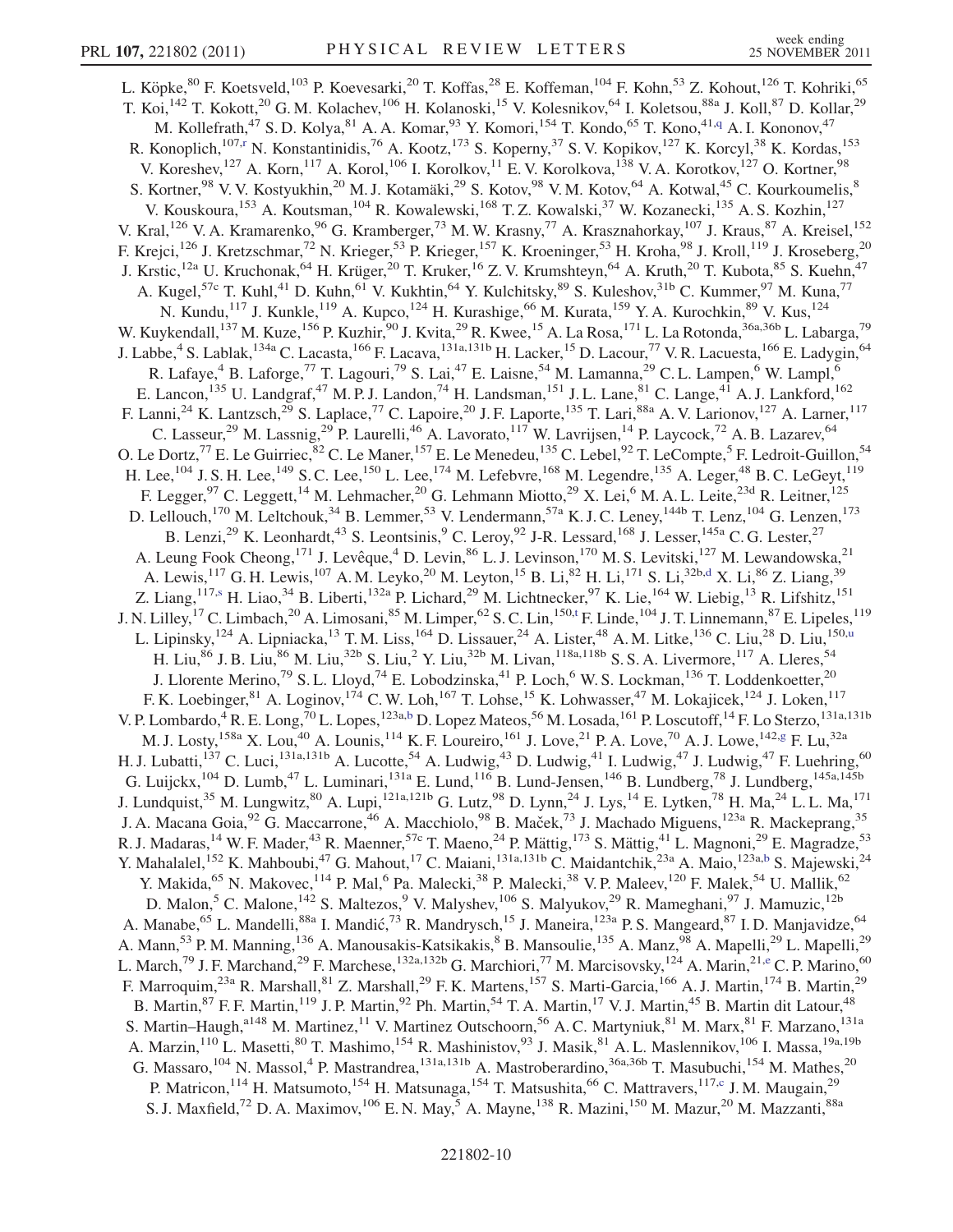L. Köpke,[80] F. Koetsveld,[103] P. Koevesarki,[20] T. Koffas,[28] E. Koffeman,[104] F. Kohn,[53] Z. Kohout,[126] T. Kohriki,[65] T. Koi,[142] T. Kokott,[20] G. M. Kolachev,[106] H. Kolanoski,[15] V. Kolesnikov,[64] I. Koletsou,[88a] J. Koll,[87] D. Kollar,[29] M. Kollefrath,[47] S. D. Kolya,[81] A. A. Komar,[93] Y. Komori,[154] T. Kondo,[65] T. Kono,[41,q] A. I. Kononov,[47] R. Konoplich,[107,r] N. Konstantinidis,[76] A. Kootz,[173] S. Koperny,[37] S. V. Kopikov,[127] K. Korcyl,[38] K. Kordas,[153] V. Koreshev,[127] A. Korn,[117] A. Korol,[106] I. Korolkov,[11] E. V. Korolkova,[138] V. A. Korotkov,[127] O. Kortner,[98] S. Kortner,[98] V. V. Kostyukhin,[20] M. J. Kotamäki,[29] S. Kotov,[98] V. M. Kotov,[64] A. Kotwal,[45] C. Kourkoumelis,[8] V. Kouskoura,[153] A. Koutsman,[104] R. Kowalewski,[168] T. Z. Kowalski,[37] W. Kozanecki,[135] A. S. Kozhin,[127] V. Kral,[126] V. A. Kramarenko,[96] G. Kramberger,[73] M. W. Krasny,[77] A. Krasznahorkay,[107] J. Kraus,[87] A. Kreisel,[152] F. Krejci,[126] J. Kretzschmar,[72] N. Krieger,[53] P. Krieger,[157] K. Kroeninger,[53] H. Kroha,[98] J. Kroll,[119] J. Kroseberg,[20] J. Krstic,[12a] U. Kruchonak,[64] H. Krüger,[20] T. Kruker,[16] Z. V. Krumshteyn,[64] A. Kruth,[20] T. Kubota,[85] S. Kuehn,[47] A. Kugel,[57c] T. Kuhl,[41] D. Kuhn,[61] V. Kukhtin,[64] Y. Kulchitsky,[89] S. Kuleshov,[31b] C. Kummer,[97] M. Kuna,[77] N. Kundu,[117] J. Kunkle,[119] A. Kupco,[124] H. Kurashige,[66] M. Kurata,[159] Y. A. Kurochkin,[89] V. Kus,[124] W. Kuykendall,[137] M. Kuze,[156] P. Kuzhir,[90] J. Kvita,[29] R. Kwee,[15] A. La Rosa,[171] L. La Rotonda,[36a,36b] L. Labarga,[79] J. Labbe,[4] S. Lablak,[134a] C. Lacasta,[166] F. Lacava,[131a,131b] H. Lacker,[15] D. Lacour,[77] V. R. Lacuesta,[166] E. Ladygin,[64] R. Lafaye,[4] B. Laforge,[77] T. Lagouri,[79] S. Lai,[47] E. Laisne,[54] M. Lamanna,[29] C. L. Lampen,[6] W. Lampl,[6] E. Lancon,[135] U. Landgraf,[47] M. P. J. Landon,[74] H. Landsman,[151] J. L. Lane,[81] C. Lange,[41] A. J. Lankford,[162] F. Lanni,[24] K. Lantzsch,[29] S. Laplace,[77] C. Lapoire,[20] J. F. Laporte,[135] T. Lari,[88a] A. V. Larionov,[127] A. Larner,[117] C. Lasseur,[29] M. Lassnig,[29] P. Laurelli,[46] A. Lavorato,[117] W. Lavrijsen,[14] P. Laycock,[72] A. B. Lazarev,[64] O. Le Dortz,[77] E. Le Guirriec,[82] C. Le Maner,[157] E. Le Menedeu,[135] C. Lebel,[92] T. LeCompte,[5] F. Ledroit-Guillon,[54] H. Lee,[104] J. S. H. Lee,[149] S. C. Lee,[150] L. Lee,[174] M. Lefebvre,[168] M. Legendre,[135] A. Leger,[48] B. C. LeGeyt,[119] F. Legger,[97] C. Leggett,[14] M. Lehmacher,[20] G. Lehmann Miotto,[29] X. Lei,[6] M. A. L. Leite,[23d] R. Leitner,[125] D. Lellouch,[170] M. Leltchouk,[34] B. Lemmer,[53] V. Lendermann,[57a] K. J. C. Leney,[144b] T. Lenz,[104] G. Lenzen,[173] B. Lenzi,[29] K. Leonhardt,[43] S. Leontsinis,[9] C. Leroy,[92] J-R. Lessard,[168] J. Lesser,[145a] C. G. Lester,[27] A. Leung Fook Cheong,[171] J. Levêque,[4] D. Levin,[86] L. J. Levinson,[170] M. S. Levitski,[127] M. Lewandowska,[21] A. Lewis,[117] G. H. Lewis,[107] A. M. Leyko,[20] M. Leyton,[15] B. Li,[82] H. Li,[171] S. Li,[32b,d] X. Li,[86] Z. Liang,[39] Z. Liang,[117,s] H. Liao,[34] B. Liberti,[132a] P. Lichard,[29] M. Lichtnecker,[97] K. Lie,[164] W. Liebig,[13] R. Lifshitz,[151] J. N. Lilley,[17] C. Limbach,[20] A. Limosani,[85] M. Limper,[62] S. C. Lin,[150,t] F. Linde,[104] J. T. Linnemann,[87] E. Lipeles,[119] L. Lipinsky,[124] A. Lipniacka,[13] T. M. Liss,[164] D. Lissauer,[24] A. Lister,[48] A. M. Litke,[136] C. Liu,[28] D. Liu,[150,u] H. Liu,[86] J. B. Liu,[86] M. Liu,[32b] S. Liu,[2] Y. Liu,[32b] M. Livan,[118a,118b] S. S. A. Livermore,[117] A. Lleres,[54] J. Llorente Merino,[79] S. L. Lloyd,[74] E. Lobodzinska,[41] P. Loch,[6] W. S. Lockman,[136] T. Loddenkoetter,[20] F. K. Loebinger,[81] A. Loginov,[174] C. W. Loh,[167] T. Lohse,[15] K. Lohwasser,[47] M. Lokajicek,[124] J. Loken,[117] V. P. Lombardo,[4] R. E. Long,[70] L. Lopes,[123a,b] D. Lopez Mateos,[56] M. Losada,[161] P. Loscutoff,[14] F. Lo Sterzo,[131a,131b] M. J. Losty,[158a] X. Lou,[40] A. Lounis,[114] K. F. Loureiro,[161] J. Love,[21] P. A. Love,[70] A. J. Lowe,[142,g] F. Lu,[32a] H. J. Lubatti,[137] C. Luci,[131a,131b] A. Lucotte,[54] A. Ludwig,[43] D. Ludwig,[41] I. Ludwig,[47] J. Ludwig,[47] F. Luehring,[60] G. Luijckx,[104] D. Lumb,[47] L. Luminari,[131a] E. Lund,[116] B. Lund-Jensen,[146] B. Lundberg,[78] J. Lundberg,[145a,145b] J. Lundquist,[35] M. Lungwitz,[80] A. Lupi,[121a,121b] G. Lutz,[98] D. Lynn,[24] J. Lys,[14] E. Lytken,[78] H. Ma,[24] L. L. Ma,[171] J. A. Macana Goia,[92] G. Maccarrone,[46] A. Macchiolo,[98] B. Maček,[73] J. Machado Miguens,[123a] R. Mackeprang,[35] R. J. Madaras,[14] W. F. Mader,[43] R. Maenner,[57c] T. Maeno,[24] P. Mättig,[173] S. Mättig,[41] L. Magnoni,[29] E. Magradze,[53] Y. Mahalalel,[152] K. Mahboubi,[47] G. Mahout,[17] C. Maiani,[131a,131b] C. Maidantchik,[23a] A. Maio,[123a,b] S. Majewski,[24] Y. Makida,[65] N. Makovec,[114] P. Mal,[6] Pa. Malecki,[38] P. Malecki,[38] V. P. Maleev,[120] F. Malek,[54] U. Mallik,[62] D. Malon,[5] C. Malone,[142] S. Maltezos,[9] V. Malyshev,[106] S. Malyukov,[29] R. Mameghani,[97] J. Mamuzic,[12b] A. Manabe,[65] L. Mandelli,[88a] I. Mandić,[73] R. Mandrysch,[15] J. Maneira,[123a] P. S. Mangeard,[87] I. D. Manjavidze,[64] A. Mann,[53] P. M. Manning,[136] A. Manousakis-Katsikakis,[8] B. Mansoulie,[135] A. Manz,[98] A. Mapelli,[29] L. Mapelli,[29] L. March,[79] J. F. Marchand,[29] F. Marchese,[132a,132b] G. Marchiori,[77] M. Marcisovsky,[124] A. Marin,[21,e] C. P. Marino,[60] F. Marroquim,[23a] R. Marshall,[81] Z. Marshall,[29] F. K. Martens,[157] S. Marti-Garcia,[166] A. J. Martin,[174] B. Martin,[29] B. Martin,[87] F. F. Martin,[119] J. P. Martin,[92] Ph. Martin,[54] T. A. Martin,[17] V. J. Martin,[45] B. Martin dit Latour,[48] S. Martin–Haugh,[a148] M. Martinez,[11] V. Martinez Outschoorn,[56] A. C. Martyniuk,[81] M. Marx,[81] F. Marzano,[131a] A. Marzin,[110] L. Masetti,[80] T. Mashimo,[154] R. Mashinistov,[93] J. Masik,[81] A. L. Maslennikov,[106] I. Massa,[19a,19b] G. Massaro,[104] N. Massol,[4] P. Mastrandrea,[131a,131b] A. Mastroberardino,[36a,36b] T. Masubuchi,[154] M. Mathes,[20] P. Matricon,[114] H. Matsumoto,[154] H. Matsunaga,[154] T. Matsushita,[66] C. Mattravers,[117,c] J. M. Maugain,[29] S. J. Maxfield,[72] D. A. Maximov,[106] E. N. May,[5] A. Mayne,[138] R. Mazini,[150] M. Mazur,[20] M. Mazzanti,[88a]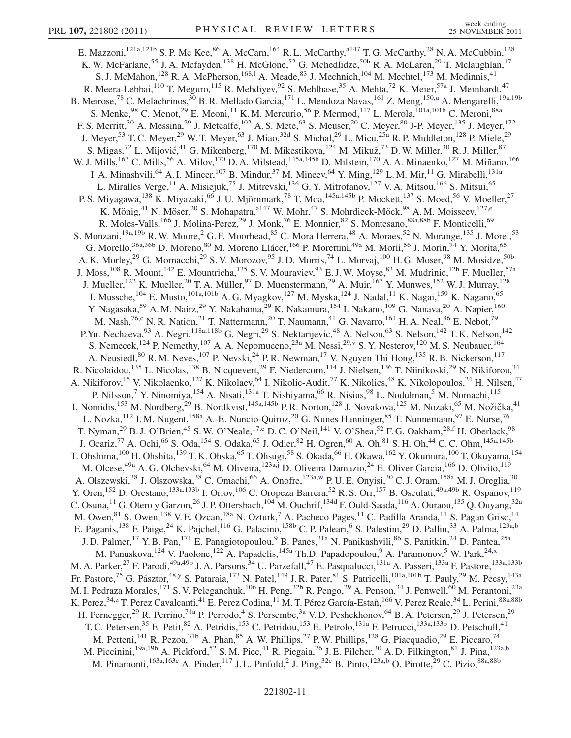E. Mazzoni,[121a,121b] S. P. Mc Kee,[86] A. McCarn,[164] R. L. McCarthy,[a147] T. G. McCarthy,[28] N. A. McCubbin,[128] K. W. McFarlane,[55] J. A. Mcfayden,[138] H. McGlone,[52] G. Mchedlidze,[50b] R. A. McLaren,[29] T. Mclaughlan,[17] S. J. McMahon,[128] R. A. McPherson,[168,l] A. Meade,[83] J. Mechnich,[104] M. Mechtel,[173] M. Medinnis,[41] R. Meera-Lebbai,[110] T. Meguro,[115] R. Mehdiyev,[92] S. Mehlhase,[35] A. Mehta,[72] K. Meier,[57a] J. Meinhardt,[47] B. Meirose,[78] C. Melachrinos,[30] B. R. Mellado Garcia,[171] L. Mendoza Navas,[161] Z. Meng,[150,u] A. Mengarelli,[19a,19b] S. Menke,[98] C. Menot,[29] E. Meoni,[11] K. M. Mercurio,[56] P. Mermod,[117] L. Merola,[101a,101b] C. Meroni,[88a] F. S. Merritt,[30] A. Messina,[29] J. Metcalfe,[102] A. S. Mete,[63] S. Meuser,[20] C. Meyer,[80] J-P. Meyer,[135] J. Meyer,[172] J. Meyer,[53] T. C. Meyer,[29] W. T. Meyer,[63] J. Miao,[32d] S. Michal,[29] L. Micu,[25a] R. P. Middleton,[128] P. Miele,[29] S. Migas,[72] L. Mijović,[41] G. Mikenberg,[170] M. Mikestikova,[124] M. Mikuž,[73] D. W. Miller,[30] R. J. Miller,[87] W. J. Mills,[167] C. Mills,[56] A. Milov,[170] D. A. Milstead,[145a,145b] D. Milstein,[170] A. A. Minaenko,[127] M. Miñano,[166] I. A. Minashvili,[64] A. I. Mincer,[107] B. Mindur,[37] M. Mineev,[64] Y. Ming,[129] L. M. Mir,[11] G. Mirabelli,[131a] L. Miralles Verge,[11] A. Misiejuk,[75] J. Mitrevski,[136] G. Y. Mitrofanov,[127] V. A. Mitsou,[166] S. Mitsui,[65] P. S. Miyagawa,[138] K. Miyazaki,[66] J. U. Mjörnmark,[78] T. Moa,[145a,145b] P. Mockett,[137] S. Moed,[56] V. Moeller,[27] K. Mönig,[41] N. Möser,[20] S. Mohapatra,[a147] W. Mohr,[47] S. Mohrdieck-Möck,[98] A. M. Moisseev,[127,e] R. Moles-Valls,[166] J. Molina-Perez,[29] J. Monk,[76] E. Monnier,[82] S. Montesano,[88a,88b] F. Monticelli,[69] S. Monzani,[19a,19b] R. W. Moore,[2] G. F. Moorhead,[85] C. Mora Herrera,[48] A. Moraes,[52] N. Morange,[135] J. Morel,[53] G. Morello,[36a,36b] D. Moreno,[80] M. Moreno Llácer,[166] P. Morettini,[49a] M. Morii,[56] J. Morin,[74] Y. Morita,[65] A. K. Morley,[29] G. Mornacchi,[29] S. V. Morozov,[95] J. D. Morris,[74] L. Morvaj,[100] H. G. Moser,[98] M. Mosidze,[50b] J. Moss,[108] R. Mount,[142] E. Mountricha,[135] S. V. Mouraviev,[93] E. J. W. Moyse,[83] M. Mudrinic,[12b] F. Mueller,[57a] J. Mueller,[122] K. Mueller,[20] T. A. Müller,[97] D. Muenstermann,[29] A. Muir,[167] Y. Munwes,[152] W. J. Murray,[128] I. Mussche,[104] E. Musto,[101a,101b] A. G. Myagkov,[127] M. Myska,[124] J. Nadal,[11] K. Nagai,[159] K. Nagano,[65] Y. Nagasaka,[59] A. M. Nairz,[29] Y. Nakahama,[29] K. Nakamura,[154] I. Nakano,[109] G. Nanava,[20] A. Napier,[160] M. Nash,[76,c] N. R. Nation,[21] T. Nattermann,[20] T. Naumann,[41] G. Navarro,[161] H. A. Neal,[86] E. Nebot,[79] P.Yu. Nechaeva,[93] A. Negri,[118a,118b] G. Negri,[29] S. Nektarijevic,[48] A. Nelson,[63] S. Nelson,[142] T. K. Nelson,[142] S. Nemecek,[124] P. Nemethy,[107] A. A. Nepomuceno,[23a] M. Nessi,[29,v] S. Y. Nesterov,[120] M. S. Neubauer,[164] A. Neusiedl,[80] R. M. Neves,[107] P. Nevski,[24] P. R. Newman,[17] V. Nguyen Thi Hong,[135] R. B. Nickerson,[117] R. Nicolaidou,[135] L. Nicolas,[138] B. Nicquevert,[29] F. Niedercorn,[114] J. Nielsen,[136] T. Niinikoski,[29] N. Nikiforou,[34] A. Nikiforov,[15] V. Nikolaenko,[127] K. Nikolaev,[64] I. Nikolic-Audit,[77] K. Nikolics,[48] K. Nikolopoulos,[24] H. Nilsen,[47] P. Nilsson,[7] Y. Ninomiya,[154] A. Nisati,[131a] T. Nishiyama,[66] R. Nisius,[98] L. Nodulman,[5] M. Nomachi,[115] I. Nomidis,[153] M. Nordberg,[29] B. Nordkvist,[145a,145b] P. R. Norton,[128] J. Novakova,[125] M. Nozaki,[65] M. Nožička,[41] L. Nozka,[112] I. M. Nugent,[158a] A.-E. Nuncio-Quiroz,[20] G. Nunes Hanninger,[85] T. Nunnemann,[97] E. Nurse,[76] T. Nyman,[29] B. J. O'Brien,[45] S. W. O'Neale,[17,e] D. C. O'Neil,[141] V. O'Shea,[52] F. G. Oakham,[28,f] H. Oberlack,[98] J. Ocariz,[77] A. Ochi,[66] S. Oda,[154] S. Odaka,[65] J. Odier,[82] H. Ogren,[60] A. Oh,[81] S. H. Oh,[44] C. C. Ohm,[145a,145b] T. Ohshima,[100] H. Ohshita,[139] T. K. Ohska,[65] T. Ohsugi,[58] S. Okada,[66] H. Okawa,[162] Y. Okumura,[100] T. Okuyama,[154] M. Olcese,[49a] A. G. Olchevski,[64] M. Oliveira,[123a,j] D. Oliveira Damazio,[24] E. Oliver Garcia,[166] D. Olivito,[119] A. Olszewski,[38] J. Olszowska,[38] C. Omachi,[66] A. Onofre,[123a,w] P. U. E. Onyisi,[30] C. J. Oram,[158a] M. J. Oreglia,[30] Y. Oren,[152] D. Orestano,[133a,133b] I. Orlov,[106] C. Oropeza Barrera,[52] R. S. Orr,[157] B. Osculati,[49a,49b] R. Ospanov,[119] C. Osuna,[11] G. Otero y Garzon,[26] J. P. Ottersbach,[104] M. Ouchrif,[134d] F. Ould-Saada,[116] A. Ouraou,[135] Q. Ouyang,[32a] M. Owen,[81] S. Owen,[138] V. E. Ozcan,[18a] N. Ozturk,[7] A. Pacheco Pages,[11] C. Padilla Aranda,[11] S. Pagan Griso,[14] E. Paganis,[138] F. Paige,[24] K. Pajchel,[116] G. Palacino,[158b] C. P. Paleari,[6] S. Palestini,[29] D. Pallin,[33] A. Palma,[123a,b] J. D. Palmer,[17] Y. B. Pan,[171] E. Panagiotopoulou,[9] B. Panes,[31a] N. Panikashvili,[86] S. Panitkin,[24] D. Pantea,[25a] M. Panuskova,[124] V. Paolone,[122] A. Papadelis,[145a] Th.D. Papadopoulou,[9] A. Paramonov,[5] W. Park,[24,x] M. A. Parker,[27] F. Parodi,[49a,49b] J. A. Parsons,[34] U. Parzefall,[47] E. Pasqualucci,[131a] A. Passeri,[133a] F. Pastore,[133a,133b] Fr. Pastore,[75] G. Pásztor,[48,y] S. Pataraia,[173] N. Patel,[149] J. R. Pater,[81] S. Patricelli,[101a,101b] T. Pauly,[29] M. Pecsy,[143a] M. I. Pedraza Morales,[171] S. V. Peleganchuk,[106] H. Peng,[32b] R. Pengo,[29] A. Penson,[34] J. Penwell,[60] M. Perantoni,[23a] K. Perez,[34,z] T. Perez Cavalcanti,[41] E. Perez Codina,[11] M. T. Pérez García-Estañ,[166] V. Perez Reale,[34] L. Perini,[88a,88b] H. Pernegger,[29] R. Perrino,[71a] P. Perrodo,[4] S. Persembe,[3a] V. D. Peshekhonov,[64] B. A. Petersen,[29] J. Petersen,[29] T. C. Petersen,[35] E. Petit,[82] A. Petridis,[153] C. Petridou,[153] E. Petrolo,[131a] F. Petrucci,[133a,133b] D. Petschull,[41] M. Petteni,[141] R. Pezoa,[31b] A. Phan,[85] A. W. Phillips,[27] P. W. Phillips,[128] G. Piacquadio,[29] E. Piccaro,[74] M. Piccinini,[19a,19b] A. Pickford,[52] S. M. Piec,[41] R. Piegaia,[26] J. E. Pilcher,[30] A. D. Pilkington,[81] J. Pina,[123a,b] M. Pinamonti,[163a,163c] A. Pinder,[117] J. L. Pinfold,[2] J. Ping,[32c] B. Pinto,[123a,b] O. Pirotte,[29] C. Pizio,[88a,88b]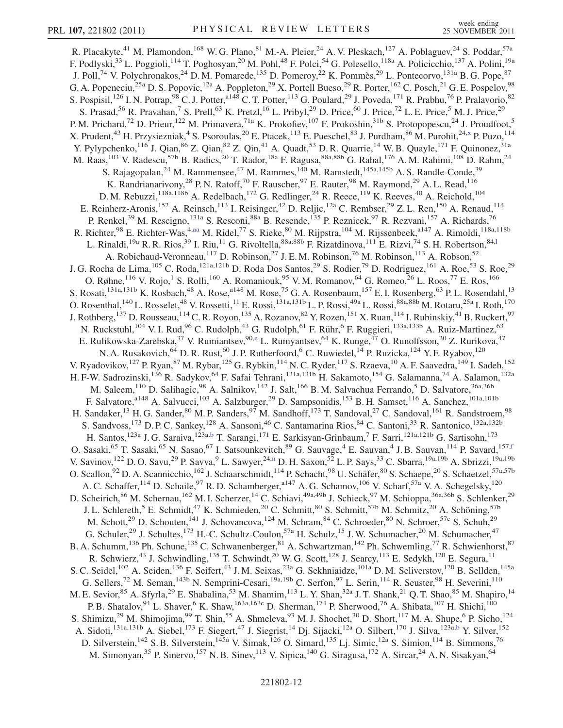R. Placakyte,[41] M. Plamondon,[168] W. G. Plano,[81] M.-A. Pleier,[24] A. V. Pleskach,[127] A. Poblaguev,[24] S. Poddar,[57a] F. Podlyski,[33] L. Poggioli,[114] T. Poghosyan,[20] M. Pohl,[48] F. Polci,[54] G. Polesello,[118a] A. Policicchio,[137] A. Polini,[19a] J. Poll,[74] V. Polychronakos,[24] D. M. Pomarede,[135] D. Pomeroy,[22] K. Pommès,[29] L. Pontecorvo,[131a] B. G. Pope,[87] G. A. Popeneciu,[25a] D. S. Popovic,[12a] A. Poppleton,[29] X. Portell Bueso,[29] R. Porter,[162] C. Posch,[21] G. E. Pospelov,[98] S. Pospisil,[126] I. N. Potrap,[98] C. J. Potter,[a148] C. T. Potter,[113] G. Poulard,[29] J. Poveda,[171] R. Prabhu,[76] P. Pralavorio,[82] S. Prasad,[56] R. Pravahan,[7] S. Prell,[63] K. Pretzl,[16] L. Pribyl,[29] D. Price,[60] J. Price,[72] L. E. Price,[5] M. J. Price,[29] P. M. Prichard,[72] D. Prieur,[122] M. Primavera,[71a] K. Prokofiev,[107] F. Prokoshin,[31b] S. Protopopescu,[24] J. Proudfoot,[5] X. Prudent,[43] H. Przysiezniak,[4] S. Psoroulas,[20] E. Ptacek,[113] E. Pueschel,[83] J. Purdham,[86] M. Purohit,[24,x] P. Puzo,[114] Y. Pylypchenko,[116] J. Qian,[86] Z. Qian,[82] Z. Qin,[41] A. Quadt,[53] D. R. Quarrie,[14] W. B. Quayle,[171] F. Quinonez,[31a] M. Raas,[103] V. Radescu,[57b] B. Radics,[20] T. Rador,[18a] F. Ragusa,[88a,88b] G. Rahal,[176] A. M. Rahimi,[108] D. Rahm,[24] S. Rajagopalan,[24] M. Rammensee,[47] M. Rammes,[140] M. Ramstedt,[145a,145b] A. S. Randle-Conde,[39] K. Randrianarivony,[28] P. N. Ratoff,[70] F. Rauscher,[97] E. Rauter,[98] M. Raymond,[29] A. L. Read,[116] D. M. Rebuzzi,[118a,118b] A. Redelbach,[172] G. Redlinger,[24] R. Reece,[119] K. Reeves,[40] A. Reichold,[104] E. Reinherz-Aronis,[152] A. Reinsch,[113] I. Reisinger,[42] D. Reljic,[12a] C. Rembser,[29] Z. L. Ren,[150] A. Renaud,[114] P. Renkel,[39] M. Rescigno,[131a] S. Resconi,[88a] B. Resende,[135] P. Reznicek,[97] R. Rezvani,[157] A. Richards,[76] R. Richter,[98] E. Richter-Was,[4,aa] M. Ridel,[77] S. Rieke,[80] M. Rijpstra,[104] M. Rijssenbeek,[a147] A. Rimoldi,[118a,118b] L. Rinaldi,[19a] R. R. Rios,[39] I. Riu,[11] G. Rivoltella,[88a,88b] F. Rizatdinova,[111] E. Rizvi,[74] S. H. Robertson,[84,l] A. Robichaud-Veronneau,[117] D. Robinson,[27] J. E. M. Robinson,[76] M. Robinson,[113] A. Robson,[52] J. G. Rocha de Lima,[105] C. Roda,[121a,121b] D. Roda Dos Santos,[29] S. Rodier,[79] D. Rodriguez,[161] A. Roe,[53] S. Roe,[29] O. Røhne,[116] V. Rojo,[1] S. Rolli,[160] A. Romaniouk,[95] V. M. Romanov,[64] G. Romeo,[26] L. Roos,[77] E. Ros,[166] S. Rosati,[131a,131b] K. Rosbach,[48] A. Rose,[a148] M. Rose,[75] G. A. Rosenbaum,[157] E. I. Rosenberg,[63] P. L. Rosendahl,[13] O. Rosenthal,[140] L. Rosselet,[48] V. Rossetti,[11] E. Rossi,[131a,131b] L. P. Rossi,[49a] L. Rossi,[88a,88b] M. Rotaru,[25a] I. Roth,[170] J. Rothberg,[137] D. Rousseau,[114] C. R. Royon,[135] A. Rozanov,[82] Y. Rozen,[151] X. Ruan,[114] I. Rubinskiy,[41] B. Ruckert,[97] N. Ruckstuhl,[104] V. I. Rud,[96] C. Rudolph,[43] G. Rudolph,[61] F. Rühr,[6] F. Ruggieri,[133a,133b] A. Ruiz-Martinez,[63] E. Rulikowska-Zarebska,[37] V. Rumiantsev,[90,e] L. Rumyantsev,[64] K. Runge,[47] O. Runolfsson,[20] Z. Rurikova,[47] N. A. Rusakovich,[64] D. R. Rust,[60] J. P. Rutherfoord,[6] C. Ruwiedel,[14] P. Ruzicka,[124] Y. F. Ryabov,[120] V. Ryadovikov,[127] P. Ryan,[87] M. Rybar,[125] G. Rybkin,[114] N. C. Ryder,[117] S. Rzaeva,[10] A. F. Saavedra,[149] I. Sadeh,[152] H. F-W. Sadrozinski,[136] R. Sadykov,[64] F. Safai Tehrani,[131a,131b] H. Sakamoto,[154] G. Salamanna,[74] A. Salamon,[132a] M. Saleem,[110] D. Salihagic,[98] A. Salnikov,[142] J. Salt,[166] B. M. Salvachua Ferrando,[5] D. Salvatore,[36a,36b] F. Salvatore,[a148] A. Salvucci,[103] A. Salzburger,[29] D. Sampsonidis,[153] B. H. Samset,[116] A. Sanchez,[101a,101b] H. Sandaker,[13] H. G. Sander,[80] M. P. Sanders,[97] M. Sandhoff,[173] T. Sandoval,[27] C. Sandoval,[161] R. Sandstroem,[98] S. Sandvoss,[173] D. P. C. Sankey,[128] A. Sansoni,[46] C. Santamarina Rios,[84] C. Santoni,[33] R. Santonico,[132a,132b] H. Santos,[123a] J. G. Saraiva,[123a,b] T. Sarangi,[171] E. Sarkisyan-Grinbaum,[7] F. Sarri,[121a,121b] G. Sartisohn,[173] O. Sasaki,[65] T. Sasaki,[65] N. Sasao,[67] I. Satsounkevitch,[89] G. Sauvage,[4] E. Sauvan,[4] J. B. Sauvan,[114] P. Savard,[157,f] V. Savinov,[122] D. O. Savu,[29] P. Savva,[9] L. Sawyer,[24,n] D. H. Saxon,[52] L. P. Says,[33] C. Sbarra,[19a,19b] A. Sbrizzi,[19a,19b] O. Scallon,[92] D. A. Scannicchio,[162] J. Schaarschmidt,[114] P. Schacht,[98] U. Schäfer,[80] S. Schaepe,[20] S. Schaetzel,[57a,57b] A. C. Schaffer,[114] D. Schaile,[97] R. D. Schamberger,[a147] A. G. Schamov,[106] V. Scharf,[57a] V. A. Schegelsky,[120] D. Scheirich,[86] M. Schernau,[162] M. I. Scherzer,[14] C. Schiavi,[49a,49b] J. Schieck,[97] M. Schioppa,[36a,36b] S. Schlenker,[29] J. L. Schlereth,[5] E. Schmidt,[47] K. Schmieden,[20] C. Schmitt,[80] S. Schmitt,[57b] M. Schmitz,[20] A. Schöning,[57b] M. Schott,[29] D. Schouten,[141] J. Schovancova,[124] M. Schram,[84] C. Schroeder,[80] N. Schroer,[57c] S. Schuh,[29] G. Schuler,[29] J. Schultes,[173] H.-C. Schultz-Coulon,[57a] H. Schulz,[15] J. W. Schumacher,[20] M. Schumacher,[47] B. A. Schumm,[136] Ph. Schune,[135] C. Schwanenberger,[81] A. Schwartzman,[142] Ph. Schwemling,[77] R. Schwienhorst,[87] R. Schwierz,[43] J. Schwindling,[135] T. Schwindt,[20] W. G. Scott,[128] J. Searcy,[113] E. Sedykh,[120] E. Segura,[11] S. C. Seidel,[102] A. Seiden,[136] F. Seifert,[43] J. M. Seixas,[23a] G. Sekhniaidze,[101a] D. M. Seliverstov,[120] B. Sellden,[145a] G. Sellers,[72] M. Seman,[143b] N. Semprini-Cesari,[19a,19b] C. Serfon,[97] L. Serin,[114] R. Seuster,[98] H. Severini,[110] M. E. Sevior,[85] A. Sfyrla,[29] E. Shabalina,[53] M. Shamim,[113] L. Y. Shan,[32a] J. T. Shank,[21] Q. T. Shao,[85] M. Shapiro,[14] P. B. Shatalov,[94] L. Shaver,[6] K. Shaw,[163a,163c] D. Sherman,[174] P. Sherwood,[76] A. Shibata,[107] H. Shichi,[100] S. Shimizu,[29] M. Shimojima,[99] T. Shin,[55] A. Shmeleva,[93] M. J. Shochet,[30] D. Short,[117] M. A. Shupe,[6] P. Sicho,[124] A. Sidoti,[131a,131b] A. Siebel,[173] F. Siegert,[47] J. Siegrist,[14] Dj. Sijacki,[12a] O. Silbert,[170] J. Silva,[123a,b] Y. Silver,[152] D. Silverstein,[142] S. B. Silverstein,[145a] V. Simak,[126] O. Simard,[135] Lj. Simic,[12a] S. Simion,[114] B. Simmons,[76] M. Simonyan,[35] P. Sinervo,[157] N. B. Sinev,[113] V. Sipica,[140] G. Siragusa,[172] A. Sircar,[24] A. N. Sisakyan,[64]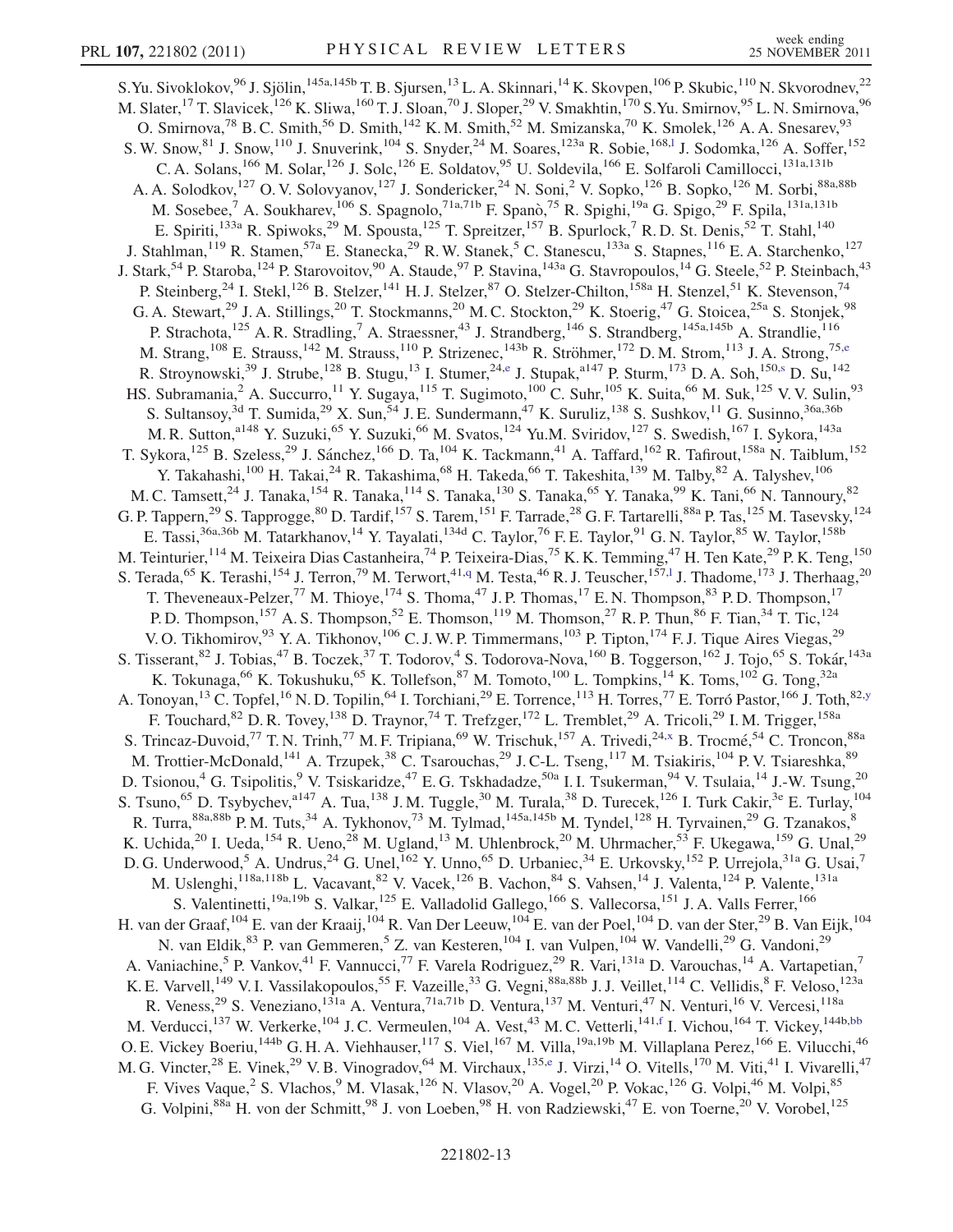S.Yu. Sivoklokov,[96] J. Sjölin,[145a,145b] T. B. Sjursen,[13] L. A. Skinnari,[14] K. Skovpen,[106] P. Skubic,[110] N. Skvorodnev,[22] M. Slater,[17] T. Slavicek,[126] K. Sliwa,[160] T. J. Sloan,[70] J. Sloper,[29] V. Smakhtin,[170] S.Yu. Smirnov,[95] L. N. Smirnova,[96] O. Smirnova,[78] B. C. Smith,[56] D. Smith,[142] K. M. Smith,[52] M. Smizanska,[70] K. Smolek,[126] A. A. Snesarev,[93] S. W. Snow,[81] J. Snow,[110] J. Snuverink,[104] S. Snyder,[24] M. Soares,[123a] R. Sobie,[168,l] J. Sodomka,[126] A. Soffer,[152] C. A. Solans,[166] M. Solar,[126] J. Solc,[126] E. Soldatov,[95] U. Soldevila,[166] E. Solfaroli Camillocci,[131a,131b] A. A. Solodkov,[127] O. V. Solovyanov,[127] J. Sondericker,[24] N. Soni,[2] V. Sopko,[126] B. Sopko,[126] M. Sorbi,[88a,88b] M. Sosebee,[7] A. Soukharev,[106] S. Spagnolo,[71a,71b] F. Spanò,[75] R. Spighi,[19a] G. Spigo,[29] F. Spila,[131a,131b] E. Spiriti,[133a] R. Spiwoks,[29] M. Spousta,[125] T. Spreitzer,[157] B. Spurlock,[7] R. D. St. Denis,[52] T. Stahl,[140] J. Stahlman,[119] R. Stamen,[57a] E. Stanecka,[29] R. W. Stanek,[5] C. Stanescu,[133a] S. Stapnes,[116] E. A. Starchenko,[127] J. Stark,[54] P. Staroba,[124] P. Starovoitov,[90] A. Staude,[97] P. Stavina,[143a] G. Stavropoulos,[14] G. Steele,[52] P. Steinbach,[43] P. Steinberg,[24] I. Stekl,[126] B. Stelzer,[141] H. J. Stelzer,[87] O. Stelzer-Chilton,[158a] H. Stenzel,[51] K. Stevenson,[74] G. A. Stewart,[29] J. A. Stillings,[20] T. Stockmanns,[20] M. C. Stockton,[29] K. Stoerig,[47] G. Stoicea,[25a] S. Stonjek,[98] P. Strachota,[125] A. R. Stradling,[7] A. Straessner,[43] J. Strandberg,[146] S. Strandberg,[145a,145b] A. Strandlie,[116] M. Strang,[108] E. Strauss,[142] M. Strauss,[110] P. Strizenec,[143b] R. Ströhmer,[172] D. M. Strom,[113] J. A. Strong,[75,e] R. Stroynowski,[39] J. Strube,[128] B. Stugu,[13] I. Stumer,[24,e] J. Stupak,[a147] P. Sturm,[173] D. A. Soh,[150,s] D. Su,[142] HS. Subramania,[2] A. Succurro,[11] Y. Sugaya,[115] T. Sugimoto,[100] C. Suhr,[105] K. Suita,[66] M. Suk,[125] V. V. Sulin,[93] S. Sultansoy,[3d] T. Sumida,[29] X. Sun,[54] J. E. Sundermann,[47] K. Suruliz,[138] S. Sushkov,[11] G. Susinno,[36a,36b] M. R. Sutton,[a148] Y. Suzuki,[65] Y. Suzuki,[66] M. Svatos,[124] Yu.M. Sviridov,[127] S. Swedish,[167] I. Sykora,[143a] T. Sykora,[125] B. Szeless,[29] J. Sánchez,[166] D. Ta,[104] K. Tackmann,[41] A. Taffard,[162] R. Tafirout,[158a] N. Taiblum,[152] Y. Takahashi,[100] H. Takai,[24] R. Takashima,[68] H. Takeda,[66] T. Takeshita,[139] M. Talby,[82] A. Talyshev,[106] M. C. Tamsett,[24] J. Tanaka,[154] R. Tanaka,[114] S. Tanaka,[130] S. Tanaka,[65] Y. Tanaka,[99] K. Tani,[66] N. Tannoury,[82] G. P. Tappern,[29] S. Tapprogge,[80] D. Tardif,[157] S. Tarem,[151] F. Tarrade,[28] G. F. Tartarelli,[88a] P. Tas,[125] M. Tasevsky,[124] E. Tassi,[36a,36b] M. Tatarkhanov,[14] Y. Tayalati,[134d] C. Taylor,[76] F. E. Taylor,[91] G. N. Taylor,[85] W. Taylor,[158b] M. Teinturier,[114] M. Teixeira Dias Castanheira,[74] P. Teixeira-Dias,[75] K. K. Temming,[47] H. Ten Kate,[29] P. K. Teng,[150] S. Terada,[65] K. Terashi,[154] J. Terron,[79] M. Terwort,[41,q] M. Testa,[46] R. J. Teuscher,[157,l] J. Thadome,[173] J. Therhaag,[20] T. Theveneaux-Pelzer,[77] M. Thioye,[174] S. Thoma,[47] J. P. Thomas,[17] E. N. Thompson,[83] P. D. Thompson,[17] P. D. Thompson,[157] A. S. Thompson,[52] E. Thomson,[119] M. Thomson,[27] R. P. Thun,[86] F. Tian,[34] T. Tic,[124] V. O. Tikhomirov,[93] Y. A. Tikhonov,[106] C. J. W. P. Timmermans,[103] P. Tipton,[174] F. J. Tique Aires Viegas,[29] S. Tisserant,[82] J. Tobias,[47] B. Toczek,[37] T. Todorov,[4] S. Todorova-Nova,[160] B. Toggerson,[162] J. Tojo,[65] S. Tokár,[143a] K. Tokunaga,[66] K. Tokushuku,[65] K. Tollefson,[87] M. Tomoto,[100] L. Tompkins,[14] K. Toms,[102] G. Tong,[32a] A. Tonoyan,[13] C. Topfel,[16] N. D. Topilin,[64] I. Torchiani,[29] E. Torrence,[113] H. Torres,[77] E. Torró Pastor,[166] J. Toth,[82,y] F. Touchard,[82] D. R. Tovey,[138] D. Traynor,[74] T. Trefzger,[172] L. Tremblet,[29] A. Tricoli,[29] I. M. Trigger,[158a] S. Trincaz-Duvoid,[77] T. N. Trinh,[77] M. F. Tripiana,[69] W. Trischuk,[157] A. Trivedi,[24,x] B. Trocmé,[54] C. Troncon,[88a] M. Trottier-McDonald,[141] A. Trzupek,[38] C. Tsarouchas,[29] J. C-L. Tseng,[117] M. Tsiakiris,[104] P. V. Tsiareshka,[89] D. Tsionou,[4] G. Tsipolitis,[9] V. Tsiskaridze,[47] E. G. Tskhadadze,[50a] I. I. Tsukerman,[94] V. Tsulaia,[14] J.-W. Tsung,[20] S. Tsuno,[65] D. Tsybychev,[a147] A. Tua,[138] J. M. Tuggle,[30] M. Turala,[38] D. Turecek,[126] I. Turk Cakir,[3e] E. Turlay,[104] R. Turra,[88a,88b] P. M. Tuts,[34] A. Tykhonov,[73] M. Tylmad,[145a,145b] M. Tyndel,[128] H. Tyrvainen,[29] G. Tzanakos,[8] K. Uchida,[20] I. Ueda,[154] R. Ueno,[28] M. Ugland,[13] M. Uhlenbrock,[20] M. Uhrmacher,[53] F. Ukegawa,[159] G. Unal,[29] D. G. Underwood,[5] A. Undrus,[24] G. Unel,[162] Y. Unno,[65] D. Urbaniec,[34] E. Urkovsky,[152] P. Urrejola,[31a] G. Usai,[7] M. Uslenghi,[118a,118b] L. Vacavant,[82] V. Vacek,[126] B. Vachon,[84] S. Vahsen,[14] J. Valenta,[124] P. Valente,[131a] S. Valentinetti,[19a,19b] S. Valkar,[125] E. Valladolid Gallego,[166] S. Vallecorsa,[151] J. A. Valls Ferrer,[166] H. van der Graaf,[104] E. van der Kraaij,[104] R. Van Der Leeuw,[104] E. van der Poel,[104] D. van der Ster,[29] B. Van Eijk,[104] N. van Eldik,[83] P. van Gemmeren,[5] Z. van Kesteren,[104] I. van Vulpen,[104] W. Vandelli,[29] G. Vandoni,[29] A. Vaniachine,[5] P. Vankov,[41] F. Vannucci,[77] F. Varela Rodriguez,[29] R. Vari,[131a] D. Varouchas,[14] A. Vartapetian,[7] K. E. Varvell,[149] V. I. Vassilakopoulos,[55] F. Vazeille,[33] G. Vegni,[88a,88b] J. J. Veillet,[114] C. Vellidis,[8] F. Veloso,[123a] R. Veness,[29] S. Veneziano,[131a] A. Ventura,[71a,71b] D. Ventura,[137] M. Venturi,[47] N. Venturi,[16] V. Vercesi,[118a] M. Verducci,[137] W. Verkerke,[104] J. C. Vermeulen,[104] A. Vest,[43] M. C. Vetterli,[141,f] I. Vichou,[164] T. Vickey,[144b,bb] O. E. Vickey Boeriu,[144b] G. H. A. Viehhauser,[117] S. Viel,[167] M. Villa,[19a,19b] M. Villaplana Perez,[166] E. Vilucchi,[46] M. G. Vincter,[28] E. Vinek,[29] V. B. Vinogradov,[64] M. Virchaux,[135,e] J. Virzi,[14] O. Vitells,[170] M. Viti,[41] I. Vivarelli,[47] F. Vives Vaque,[2] S. Vlachos,[9] M. Vlasak,[126] N. Vlasov,[20] A. Vogel,[20] P. Vokac,[126] G. Volpi,[46] M. Volpi,[85] G. Volpini,[88a] H. von der Schmitt,[98] J. von Loeben,[98] H. von Radziewski,[47] E. von Toerne,[20] V. Vorobel,[125]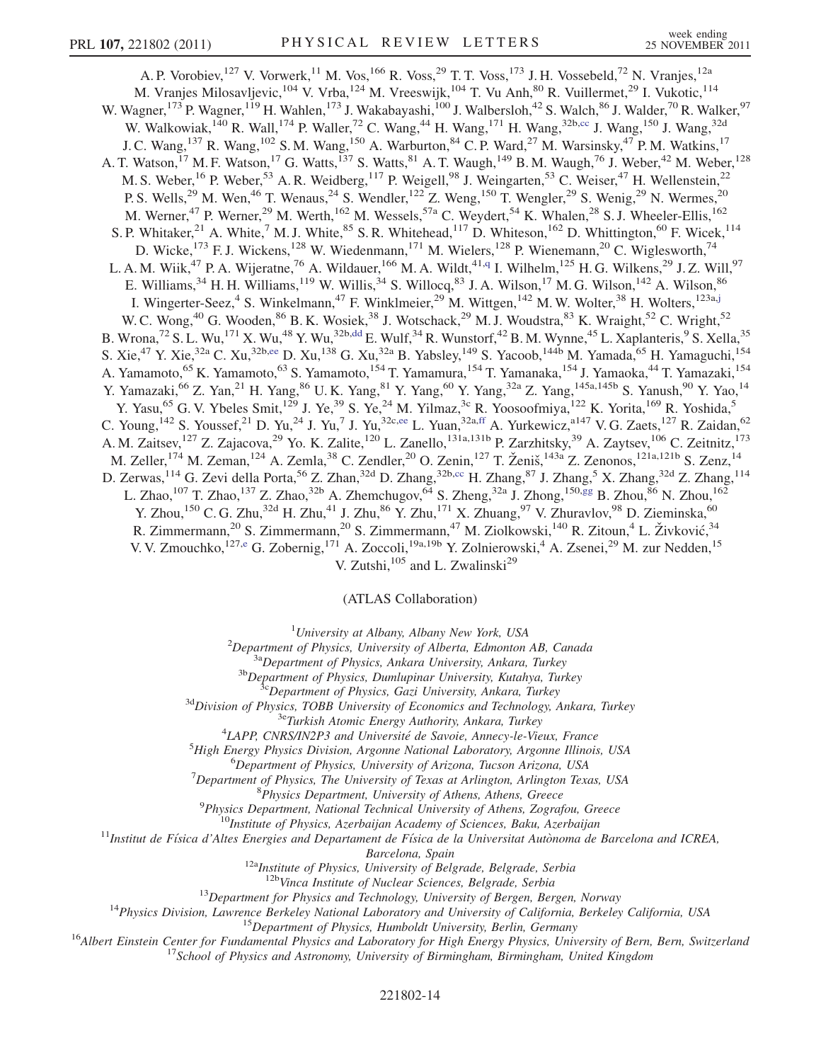A. P. Vorobiev,[127] V. Vorwerk,[11] M. Vos,[166] R. Voss,[29] T. T. Voss,[173] J. H. Vossebeld,[72] N. Vranjes,[12a] M. Vranjes Milosavljevic,[104] V. Vrba,[124] M. Vreeswijk,[104] T. Vu Anh,[80] R. Vuillermet,[29] I. Vukotic,[114] W. Wagner,[173] P. Wagner,[119] H. Wahlen,[173] J. Wakabayashi,[100] J. Walbersloh,[42] S. Walch,[86] J. Walder,[70] R. Walker,[97] W. Walkowiak,[140] R. Wall,[174] P. Waller,[72] C. Wang,[44] H. Wang,[171] H. Wang,[32b,cc] J. Wang,[150] J. Wang,[32d] J. C. Wang,[137] R. Wang,[102] S. M. Wang,[150] A. Warburton,[84] C. P. Ward,[27] M. Warsinsky,[47] P. M. Watkins,[17] A. T. Watson,[17] M. F. Watson,[17] G. Watts,[137] S. Watts,[81] A. T. Waugh,[149] B. M. Waugh,[76] J. Weber,[42] M. Weber,[128] M. S. Weber,[16] P. Weber,[53] A. R. Weidberg,[117] P. Weigell,[98] J. Weingarten,[53] C. Weiser,[47] H. Wellenstein,[22] P. S. Wells,[29] M. Wen,[46] T. Wenaus,[24] S. Wendler,[122] Z. Weng,[150] T. Wengler,[29] S. Wenig,[29] N. Wermes,[20] M. Werner,[47] P. Werner,[29] M. Werth,[162] M. Wessels,[57a] C. Weydert,[54] K. Whalen,[28] S. J. Wheeler-Ellis,[162] S. P. Whitaker,[21] A. White,[7] M. J. White,[85] S. R. Whitehead,[117] D. Whiteson,[162] D. Whittington,[60] F. Wicek,[114] D. Wicke,[173] F. J. Wickens,[128] W. Wiedenmann,[171] M. Wielers,[128] P. Wienemann,[20] C. Wiglesworth,[74] L. A. M. Wiik,[47] P. A. Wijeratne,[76] A. Wildauer,[166] M. A. Wildt,[41,q] I. Wilhelm,[125] H. G. Wilkens,[29] J. Z. Will,[97] E. Williams,[34] H. H. Williams,[119] W. Willis,[34] S. Willocq,[83] J. A. Wilson,[17] M. G. Wilson,[142] A. Wilson,[86] I. Wingerter-Seez,[4] S. Winkelmann,[47] F. Winklmeier,[29] M. Wittgen,[142] M. W. Wolter,[38] H. Wolters,[123a,j] W. C. Wong,[40] G. Wooden,[86] B. K. Wosiek,[38] J. Wotschack,[29] M. J. Woudstra,[83] K. Wraight,[52] C. Wright,[52] B. Wrona,[72] S. L. Wu,[171] X. Wu,[48] Y. Wu,[32b,dd] E. Wulf,[34] R. Wunstorf,[42] B. M. Wynne,[45] L. Xaplanteris,[9] S. Xella,[35] S. Xie,[47] Y. Xie,[32a] C. Xu,[32b,ee] D. Xu,[138] G. Xu,[32a] B. Yabsley,[149] S. Yacoob,[144b] M. Yamada,[65] H. Yamaguchi,[154] A. Yamamoto,[65] K. Yamamoto,[63] S. Yamamoto,[154] T. Yamamura,[154] T. Yamanaka,[154] J. Yamaoka,[44] T. Yamazaki,[154] Y. Yamazaki,[66] Z. Yan,[21] H. Yang,[86] U. K. Yang,[81] Y. Yang,[60] Y. Yang,[32a] Z. Yang,[145a,145b] S. Yanush,[90] Y. Yao,[14] Y. Yasu,[65] G. V. Ybeles Smit,[129] J. Ye,[39] S. Ye,[24] M. Yilmaz,[3c] R. Yoosoofmiya,[122] K. Yorita,[169] R. Yoshida,[5] C. Young,[142] S. Youssef,[21] D. Yu,[24] J. Yu,[7] J. Yu,[32c,ee] L. Yuan,[32a,ff] A. Yurkewicz,[a147] V. G. Zaets,[127] R. Zaidan,[62] A. M. Zaitsev,[127] Z. Zajacova,[29] Yo. K. Zalite,[120] L. Zanello,[131a,131b] P. Zarzhitsky,[39] A. Zaytsev,[106] C. Zeitnitz,[173] M. Zeller,[174] M. Zeman,[124] A. Zemla,[38] C. Zendler,[20] O. Zenin,[127] T. Ženiš,[143a] Z. Zenonos,[121a,121b] S. Zenz,[14] D. Zerwas,[114] G. Zevi della Porta,[56] Z. Zhan,[32d] D. Zhang,[32b,cc] H. Zhang,[87] J. Zhang,[5] X. Zhang,[32d] Z. Zhang,[114] L. Zhao,[107] T. Zhao,[137] Z. Zhao,[32b] A. Zhemchugov,[64] S. Zheng,[32a] J. Zhong,[150,gg] B. Zhou,[86] N. Zhou,[162] Y. Zhou,[150] C. G. Zhu,[32d] H. Zhu,[41] J. Zhu,[86] Y. Zhu,[171] X. Zhuang,[97] V. Zhuravlov,[98] D. Zieminska,[60] R. Zimmermann,[20] S. Zimmermann,[20] S. Zimmermann,[47] M. Ziolkowski,[140] R. Zitoun,[4] L. Živković,[34] V. V. Zmouchko,[127,e] G. Zobernig,[171] A. Zoccoli,[19a,19b] Y. Zolnierowski,[4] A. Zsenei,[29] M. zur Nedden,[15] V. Zutshi,[105] and L. Zwalinski[29]

(ATLAS Collaboration)

[1]*University at Albany, Albany New York, USA*
[2]*Department of Physics, University of Alberta, Edmonton AB, Canada*
[3a]*Department of Physics, Ankara University, Ankara, Turkey*
[3b]*Department of Physics, Dumlupinar University, Kutahya, Turkey*
[3c]*Department of Physics, Gazi University, Ankara, Turkey*
[3d]*Division of Physics, TOBB University of Economics and Technology, Ankara, Turkey*
[3e]*Turkish Atomic Energy Authority, Ankara, Turkey*
[4]*LAPP, CNRS/IN2P3 and Université de Savoie, Annecy-le-Vieux, France*
[5]*High Energy Physics Division, Argonne National Laboratory, Argonne Illinois, USA*
[6]*Department of Physics, University of Arizona, Tucson Arizona, USA*
[7]*Department of Physics, The University of Texas at Arlington, Arlington Texas, USA*
[8]*Physics Department, University of Athens, Athens, Greece*
[9]*Physics Department, National Technical University of Athens, Zografou, Greece*
[10]*Institute of Physics, Azerbaijan Academy of Sciences, Baku, Azerbaijan*
[11]*Institut de Física d'Altes Energies and Departament de Física de la Universitat Autònoma de Barcelona and ICREA, Barcelona, Spain*
[12a]*Institute of Physics, University of Belgrade, Belgrade, Serbia*
[12b]*Vinca Institute of Nuclear Sciences, Belgrade, Serbia*
[13]*Department for Physics and Technology, University of Bergen, Bergen, Norway*
[14]*Physics Division, Lawrence Berkeley National Laboratory and University of California, Berkeley California, USA*
[15]*Department of Physics, Humboldt University, Berlin, Germany*
[16]*Albert Einstein Center for Fundamental Physics and Laboratory for High Energy Physics, University of Bern, Bern, Switzerland*
[17]*School of Physics and Astronomy, University of Birmingham, Birmingham, United Kingdom*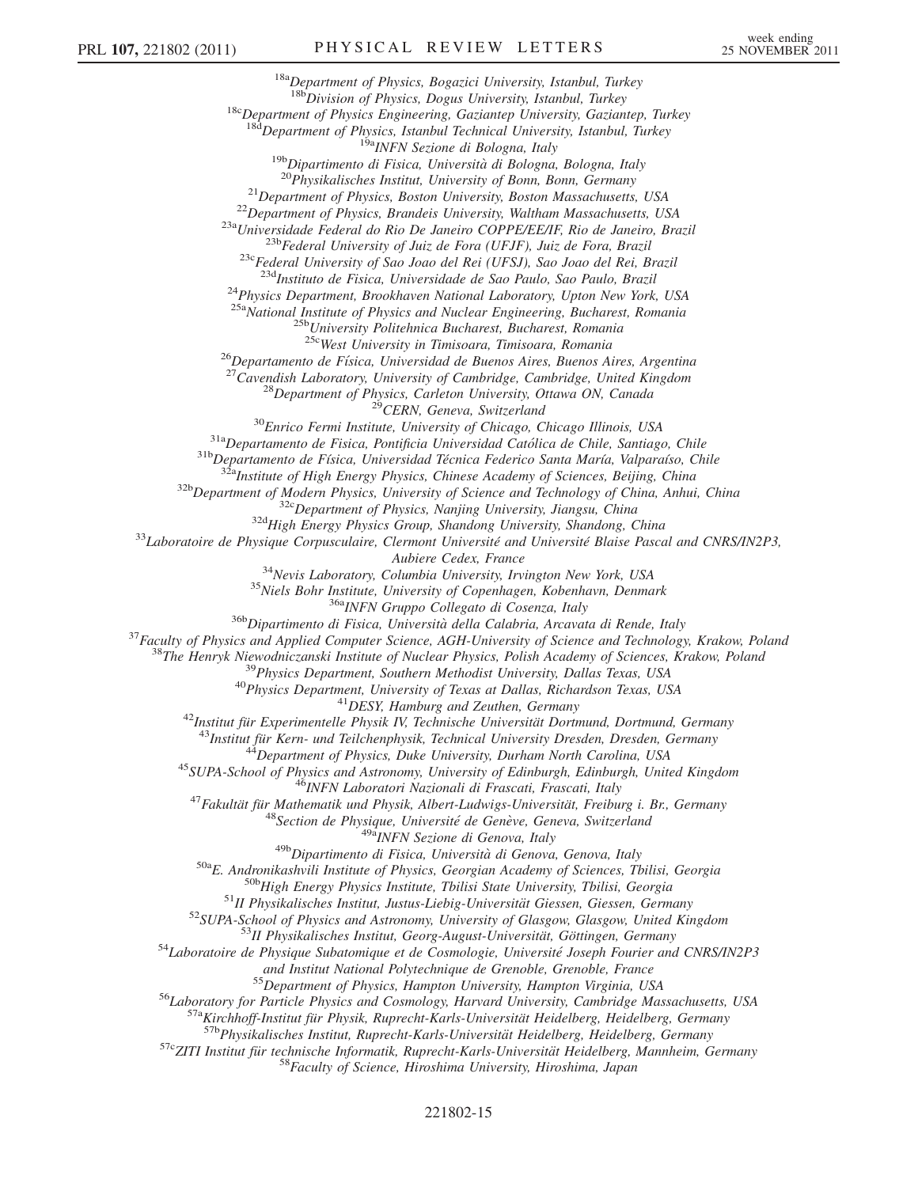[18a]Department of Physics, Bogazici University, Istanbul, Turkey
[18b]Division of Physics, Dogus University, Istanbul, Turkey
[18c]Department of Physics Engineering, Gaziantep University, Gaziantep, Turkey
[18d]Department of Physics, Istanbul Technical University, Istanbul, Turkey
[19a]INFN Sezione di Bologna, Italy
[19b]Dipartimento di Fisica, Università di Bologna, Bologna, Italy
[20]Physikalisches Institut, University of Bonn, Bonn, Germany
[21]Department of Physics, Boston University, Boston Massachusetts, USA
[22]Department of Physics, Brandeis University, Waltham Massachusetts, USA
[23a]Universidade Federal do Rio De Janeiro COPPE/EE/IF, Rio de Janeiro, Brazil
[23b]Federal University of Juiz de Fora (UFJF), Juiz de Fora, Brazil
[23c]Federal University of Sao Joao del Rei (UFSJ), Sao Joao del Rei, Brazil
[23d]Instituto de Fisica, Universidade de Sao Paulo, Sao Paulo, Brazil
[24]Physics Department, Brookhaven National Laboratory, Upton New York, USA
[25a]National Institute of Physics and Nuclear Engineering, Bucharest, Romania
[25b]University Politehnica Bucharest, Bucharest, Romania
[25c]West University in Timisoara, Timisoara, Romania
[26]Departamento de Física, Universidad de Buenos Aires, Buenos Aires, Argentina
[27]Cavendish Laboratory, University of Cambridge, Cambridge, United Kingdom
[28]Department of Physics, Carleton University, Ottawa ON, Canada
[29]CERN, Geneva, Switzerland
[30]Enrico Fermi Institute, University of Chicago, Chicago Illinois, USA
[31a]Departamento de Fisica, Pontificia Universidad Católica de Chile, Santiago, Chile
[31b]Departamento de Física, Universidad Técnica Federico Santa María, Valparaíso, Chile
[32a]Institute of High Energy Physics, Chinese Academy of Sciences, Beijing, China
[32b]Department of Modern Physics, University of Science and Technology of China, Anhui, China
[32c]Department of Physics, Nanjing University, Jiangsu, China
[32d]High Energy Physics Group, Shandong University, Shandong, China
[33]Laboratoire de Physique Corpusculaire, Clermont Université and Université Blaise Pascal and CNRS/IN2P3, Aubiere Cedex, France
[34]Nevis Laboratory, Columbia University, Irvington New York, USA
[35]Niels Bohr Institute, University of Copenhagen, Kobenhavn, Denmark
[36a]INFN Gruppo Collegato di Cosenza, Italy
[36b]Dipartimento di Fisica, Università della Calabria, Arcavata di Rende, Italy
[37]Faculty of Physics and Applied Computer Science, AGH-University of Science and Technology, Krakow, Poland
[38]The Henryk Niewodniczanski Institute of Nuclear Physics, Polish Academy of Sciences, Krakow, Poland
[39]Physics Department, Southern Methodist University, Dallas Texas, USA
[40]Physics Department, University of Texas at Dallas, Richardson Texas, USA
[41]DESY, Hamburg and Zeuthen, Germany
[42]Institut für Experimentelle Physik IV, Technische Universität Dortmund, Dortmund, Germany
[43]Institut für Kern- und Teilchenphysik, Technical University Dresden, Dresden, Germany
[44]Department of Physics, Duke University, Durham North Carolina, USA
[45]SUPA-School of Physics and Astronomy, University of Edinburgh, Edinburgh, United Kingdom
[46]INFN Laboratori Nazionali di Frascati, Frascati, Italy
[47]Fakultät für Mathematik und Physik, Albert-Ludwigs-Universität, Freiburg i. Br., Germany
[48]Section de Physique, Université de Genève, Geneva, Switzerland
[49a]INFN Sezione di Genova, Italy
[49b]Dipartimento di Fisica, Università di Genova, Genova, Italy
[50a]E. Andronikashvili Institute of Physics, Georgian Academy of Sciences, Tbilisi, Georgia
[50b]High Energy Physics Institute, Tbilisi State University, Tbilisi, Georgia
[51]II Physikalisches Institut, Justus-Liebig-Universität Giessen, Giessen, Germany
[52]SUPA-School of Physics and Astronomy, University of Glasgow, Glasgow, United Kingdom
[53]II Physikalisches Institut, Georg-August-Universität, Göttingen, Germany
[54]Laboratoire de Physique Subatomique et de Cosmologie, Université Joseph Fourier and CNRS/IN2P3 and Institut National Polytechnique de Grenoble, Grenoble, France
[55]Department of Physics, Hampton University, Hampton Virginia, USA
[56]Laboratory for Particle Physics and Cosmology, Harvard University, Cambridge Massachusetts, USA
[57a]Kirchhoff-Institut für Physik, Ruprecht-Karls-Universität Heidelberg, Heidelberg, Germany
[57b]Physikalisches Institut, Ruprecht-Karls-Universität Heidelberg, Heidelberg, Germany
[57c]ZITI Institut für technische Informatik, Ruprecht-Karls-Universität Heidelberg, Mannheim, Germany
[58]Faculty of Science, Hiroshima University, Hiroshima, Japan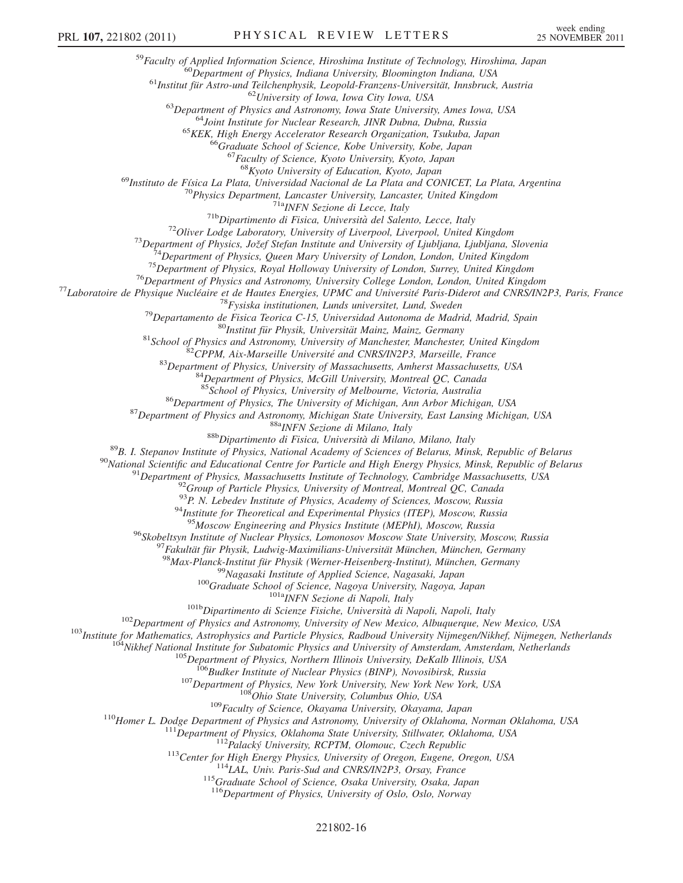[59]*Faculty of Applied Information Science, Hiroshima Institute of Technology, Hiroshima, Japan*
[60]*Department of Physics, Indiana University, Bloomington Indiana, USA*
[61]*Institut für Astro-und Teilchenphysik, Leopold-Franzens-Universität, Innsbruck, Austria*
[62]*University of Iowa, Iowa City Iowa, USA*
[63]*Department of Physics and Astronomy, Iowa State University, Ames Iowa, USA*
[64]*Joint Institute for Nuclear Research, JINR Dubna, Dubna, Russia*
[65]*KEK, High Energy Accelerator Research Organization, Tsukuba, Japan*
[66]*Graduate School of Science, Kobe University, Kobe, Japan*
[67]*Faculty of Science, Kyoto University, Kyoto, Japan*
[68]*Kyoto University of Education, Kyoto, Japan*
[69]*Instituto de Física La Plata, Universidad Nacional de La Plata and CONICET, La Plata, Argentina*
[70]*Physics Department, Lancaster University, Lancaster, United Kingdom*
[71a]*INFN Sezione di Lecce, Italy*
[71b]*Dipartimento di Fisica, Università del Salento, Lecce, Italy*
[72]*Oliver Lodge Laboratory, University of Liverpool, Liverpool, United Kingdom*
[73]*Department of Physics, Jožef Stefan Institute and University of Ljubljana, Ljubljana, Slovenia*
[74]*Department of Physics, Queen Mary University of London, London, United Kingdom*
[75]*Department of Physics, Royal Holloway University of London, Surrey, United Kingdom*
[76]*Department of Physics and Astronomy, University College London, London, United Kingdom*
[77]*Laboratoire de Physique Nucléaire et de Hautes Energies, UPMC and Université Paris-Diderot and CNRS/IN2P3, Paris, France*
[78]*Fysiska institutionen, Lunds universitet, Lund, Sweden*
[79]*Departamento de Fisica Teorica C-15, Universidad Autonoma de Madrid, Madrid, Spain*
[80]*Institut für Physik, Universität Mainz, Mainz, Germany*
[81]*School of Physics and Astronomy, University of Manchester, Manchester, United Kingdom*
[82]*CPPM, Aix-Marseille Université and CNRS/IN2P3, Marseille, France*
[83]*Department of Physics, University of Massachusetts, Amherst Massachusetts, USA*
[84]*Department of Physics, McGill University, Montreal QC, Canada*
[85]*School of Physics, University of Melbourne, Victoria, Australia*
[86]*Department of Physics, The University of Michigan, Ann Arbor Michigan, USA*
[87]*Department of Physics and Astronomy, Michigan State University, East Lansing Michigan, USA*
[88a]*INFN Sezione di Milano, Italy*
[88b]*Dipartimento di Fisica, Università di Milano, Milano, Italy*
[89]*B. I. Stepanov Institute of Physics, National Academy of Sciences of Belarus, Minsk, Republic of Belarus*
[90]*National Scientific and Educational Centre for Particle and High Energy Physics, Minsk, Republic of Belarus*
[91]*Department of Physics, Massachusetts Institute of Technology, Cambridge Massachusetts, USA*
[92]*Group of Particle Physics, University of Montreal, Montreal QC, Canada*
[93]*P. N. Lebedev Institute of Physics, Academy of Sciences, Moscow, Russia*
[94]*Institute for Theoretical and Experimental Physics (ITEP), Moscow, Russia*
[95]*Moscow Engineering and Physics Institute (MEPhI), Moscow, Russia*
[96]*Skobeltsyn Institute of Nuclear Physics, Lomonosov Moscow State University, Moscow, Russia*
[97]*Fakultät für Physik, Ludwig-Maximilians-Universität München, München, Germany*
[98]*Max-Planck-Institut für Physik (Werner-Heisenberg-Institut), München, Germany*
[99]*Nagasaki Institute of Applied Science, Nagasaki, Japan*
[100]*Graduate School of Science, Nagoya University, Nagoya, Japan*
[101a]*INFN Sezione di Napoli, Italy*
[101b]*Dipartimento di Scienze Fisiche, Università di Napoli, Napoli, Italy*
[102]*Department of Physics and Astronomy, University of New Mexico, Albuquerque, New Mexico, USA*
[103]*Institute for Mathematics, Astrophysics and Particle Physics, Radboud University Nijmegen/Nikhef, Nijmegen, Netherlands*
[104]*Nikhef National Institute for Subatomic Physics and University of Amsterdam, Amsterdam, Netherlands*
[105]*Department of Physics, Northern Illinois University, DeKalb Illinois, USA*
[106]*Budker Institute of Nuclear Physics (BINP), Novosibirsk, Russia*
[107]*Department of Physics, New York University, New York New York, USA*
[108]*Ohio State University, Columbus Ohio, USA*
[109]*Faculty of Science, Okayama University, Okayama, Japan*
[110]*Homer L. Dodge Department of Physics and Astronomy, University of Oklahoma, Norman Oklahoma, USA*
[111]*Department of Physics, Oklahoma State University, Stillwater, Oklahoma, USA*
[112]*Palacký University, RCPTM, Olomouc, Czech Republic*
[113]*Center for High Energy Physics, University of Oregon, Eugene, Oregon, USA*
[114]*LAL, Univ. Paris-Sud and CNRS/IN2P3, Orsay, France*
[115]*Graduate School of Science, Osaka University, Osaka, Japan*
[116]*Department of Physics, University of Oslo, Oslo, Norway*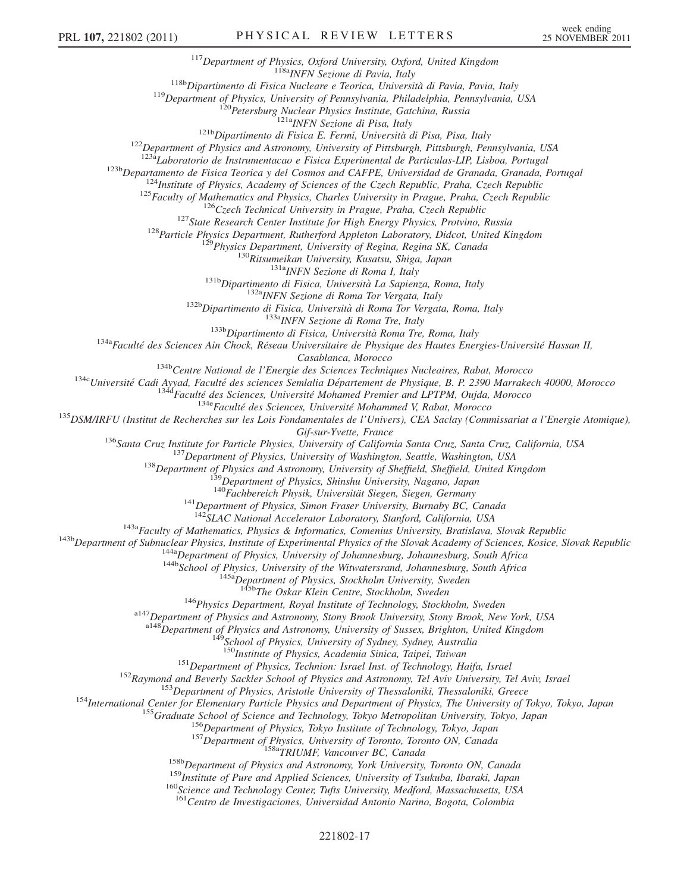[117]Department of Physics, Oxford University, Oxford, United Kingdom
[118a]INFN Sezione di Pavia, Italy
[118b]Dipartimento di Fisica Nucleare e Teorica, Università di Pavia, Pavia, Italy
[119]Department of Physics, University of Pennsylvania, Philadelphia, Pennsylvania, USA
[120]Petersburg Nuclear Physics Institute, Gatchina, Russia
[121a]INFN Sezione di Pisa, Italy
[121b]Dipartimento di Fisica E. Fermi, Università di Pisa, Pisa, Italy
[122]Department of Physics and Astronomy, University of Pittsburgh, Pittsburgh, Pennsylvania, USA
[123a]Laboratorio de Instrumentacao e Fisica Experimental de Particulas-LIP, Lisboa, Portugal
[123b]Departamento de Fisica Teorica y del Cosmos and CAFPE, Universidad de Granada, Granada, Portugal
[124]Institute of Physics, Academy of Sciences of the Czech Republic, Praha, Czech Republic
[125]Faculty of Mathematics and Physics, Charles University in Prague, Praha, Czech Republic
[126]Czech Technical University in Prague, Praha, Czech Republic
[127]State Research Center Institute for High Energy Physics, Protvino, Russia
[128]Particle Physics Department, Rutherford Appleton Laboratory, Didcot, United Kingdom
[129]Physics Department, University of Regina, Regina SK, Canada
[130]Ritsumeikan University, Kusatsu, Shiga, Japan
[131a]INFN Sezione di Roma I, Italy
[131b]Dipartimento di Fisica, Università La Sapienza, Roma, Italy
[132a]INFN Sezione di Roma Tor Vergata, Italy
[132b]Dipartimento di Fisica, Università di Roma Tor Vergata, Roma, Italy
[133a]INFN Sezione di Roma Tre, Italy
[133b]Dipartimento di Fisica, Università Roma Tre, Roma, Italy
[134a]Faculté des Sciences Ain Chock, Réseau Universitaire de Physique des Hautes Energies-Université Hassan II, Casablanca, Morocco
[134b]Centre National de l'Energie des Sciences Techniques Nucleaires, Rabat, Morocco
[134c]Université Cadi Ayyad, Faculté des sciences Semlalia Département de Physique, B. P. 2390 Marrakech 40000, Morocco
[134d]Faculté des Sciences, Université Mohamed Premier and LPTPM, Oujda, Morocco
[134e]Faculté des Sciences, Université Mohammed V, Rabat, Morocco
[135]DSM/IRFU (Institut de Recherches sur les Lois Fondamentales de l'Univers), CEA Saclay (Commissariat a l'Energie Atomique), Gif-sur-Yvette, France
[136]Santa Cruz Institute for Particle Physics, University of California Santa Cruz, Santa Cruz, California, USA
[137]Department of Physics, University of Washington, Seattle, Washington, USA
[138]Department of Physics and Astronomy, University of Sheffield, Sheffield, United Kingdom
[139]Department of Physics, Shinshu University, Nagano, Japan
[140]Fachbereich Physik, Universität Siegen, Siegen, Germany
[141]Department of Physics, Simon Fraser University, Burnaby BC, Canada
[142]SLAC National Accelerator Laboratory, Stanford, California, USA
[143a]Faculty of Mathematics, Physics & Informatics, Comenius University, Bratislava, Slovak Republic
[143b]Department of Subnuclear Physics, Institute of Experimental Physics of the Slovak Academy of Sciences, Kosice, Slovak Republic
[144a]Department of Physics, University of Johannesburg, Johannesburg, South Africa
[144b]School of Physics, University of the Witwatersrand, Johannesburg, South Africa
[145a]Department of Physics, Stockholm University, Sweden
[145b]The Oskar Klein Centre, Stockholm, Sweden
[146]Physics Department, Royal Institute of Technology, Stockholm, Sweden
[a147]Department of Physics and Astronomy, Stony Brook University, Stony Brook, New York, USA
[a148]Department of Physics and Astronomy, University of Sussex, Brighton, United Kingdom
[149]School of Physics, University of Sydney, Sydney, Australia
[150]Institute of Physics, Academia Sinica, Taipei, Taiwan
[151]Department of Physics, Technion: Israel Inst. of Technology, Haifa, Israel
[152]Raymond and Beverly Sackler School of Physics and Astronomy, Tel Aviv University, Tel Aviv, Israel
[153]Department of Physics, Aristotle University of Thessaloniki, Thessaloniki, Greece
[154]International Center for Elementary Particle Physics and Department of Physics, The University of Tokyo, Tokyo, Japan
[155]Graduate School of Science and Technology, Tokyo Metropolitan University, Tokyo, Japan
[156]Department of Physics, Tokyo Institute of Technology, Tokyo, Japan
[157]Department of Physics, University of Toronto, Toronto ON, Canada
[158a]TRIUMF, Vancouver BC, Canada
[158b]Department of Physics and Astronomy, York University, Toronto ON, Canada
[159]Institute of Pure and Applied Sciences, University of Tsukuba, Ibaraki, Japan
[160]Science and Technology Center, Tufts University, Medford, Massachusetts, USA
[161]Centro de Investigaciones, Universidad Antonio Narino, Bogota, Colombia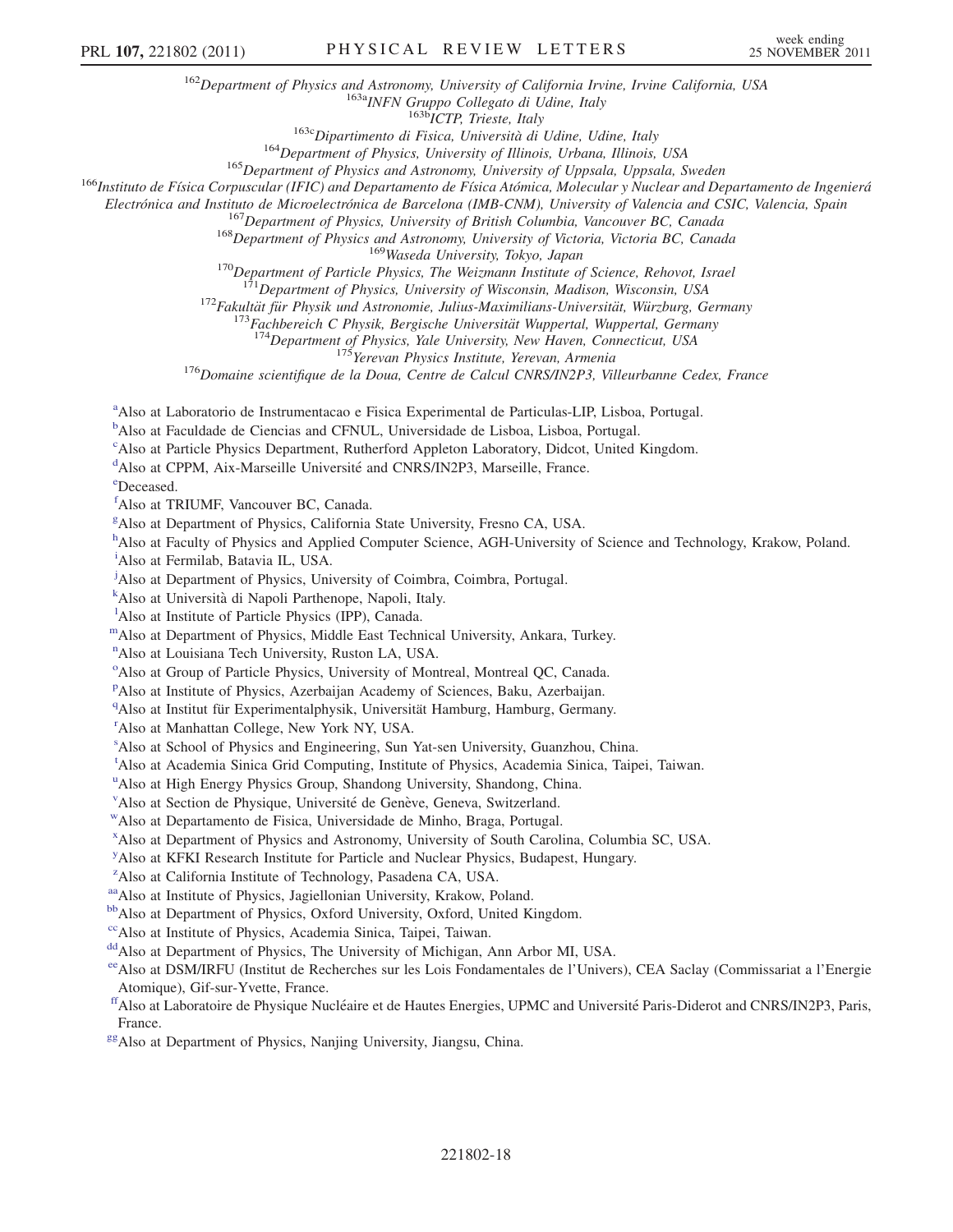[162]*Department of Physics and Astronomy, University of California Irvine, Irvine California, USA*
[163a]*INFN Gruppo Collegato di Udine, Italy*
[163b]*ICTP, Trieste, Italy*
[163c]*Dipartimento di Fisica, Università di Udine, Udine, Italy*
[164]*Department of Physics, University of Illinois, Urbana, Illinois, USA*
[165]*Department of Physics and Astronomy, University of Uppsala, Uppsala, Sweden*
[166]*Instituto de Física Corpuscular (IFIC) and Departamento de Física Atómica, Molecular y Nuclear and Departamento de Ingenierá Electrónica and Instituto de Microelectrónica de Barcelona (IMB-CNM), University of Valencia and CSIC, Valencia, Spain*
[167]*Department of Physics, University of British Columbia, Vancouver BC, Canada*
[168]*Department of Physics and Astronomy, University of Victoria, Victoria BC, Canada*
[169]*Waseda University, Tokyo, Japan*
[170]*Department of Particle Physics, The Weizmann Institute of Science, Rehovot, Israel*
[171]*Department of Physics, University of Wisconsin, Madison, Wisconsin, USA*
[172]*Fakultät für Physik und Astronomie, Julius-Maximilians-Universität, Würzburg, Germany*
[173]*Fachbereich C Physik, Bergische Universität Wuppertal, Wuppertal, Germany*
[174]*Department of Physics, Yale University, New Haven, Connecticut, USA*
[175]*Yerevan Physics Institute, Yerevan, Armenia*
[176]*Domaine scientifique de la Doua, Centre de Calcul CNRS/IN2P3, Villeurbanne Cedex, France*

[a]Also at Laboratorio de Instrumentacao e Fisica Experimental de Particulas-LIP, Lisboa, Portugal.
[b]Also at Faculdade de Ciencias and CFNUL, Universidade de Lisboa, Lisboa, Portugal.
[c]Also at Particle Physics Department, Rutherford Appleton Laboratory, Didcot, United Kingdom.
[d]Also at CPPM, Aix-Marseille Université and CNRS/IN2P3, Marseille, France.
[e]Deceased.
[f]Also at TRIUMF, Vancouver BC, Canada.
[g]Also at Department of Physics, California State University, Fresno CA, USA.
[h]Also at Faculty of Physics and Applied Computer Science, AGH-University of Science and Technology, Krakow, Poland.
[i]Also at Fermilab, Batavia IL, USA.
[j]Also at Department of Physics, University of Coimbra, Coimbra, Portugal.
[k]Also at Università di Napoli Parthenope, Napoli, Italy.
[l]Also at Institute of Particle Physics (IPP), Canada.
[m]Also at Department of Physics, Middle East Technical University, Ankara, Turkey.
[n]Also at Louisiana Tech University, Ruston LA, USA.
[o]Also at Group of Particle Physics, University of Montreal, Montreal QC, Canada.
[p]Also at Institute of Physics, Azerbaijan Academy of Sciences, Baku, Azerbaijan.
[q]Also at Institut für Experimentalphysik, Universität Hamburg, Hamburg, Germany.
[r]Also at Manhattan College, New York NY, USA.
[s]Also at School of Physics and Engineering, Sun Yat-sen University, Guanzhou, China.
[t]Also at Academia Sinica Grid Computing, Institute of Physics, Academia Sinica, Taipei, Taiwan.
[u]Also at High Energy Physics Group, Shandong University, Shandong, China.
[v]Also at Section de Physique, Université de Genève, Geneva, Switzerland.
[w]Also at Departamento de Fisica, Universidade de Minho, Braga, Portugal.
[x]Also at Department of Physics and Astronomy, University of South Carolina, Columbia SC, USA.
[y]Also at KFKI Research Institute for Particle and Nuclear Physics, Budapest, Hungary.
[z]Also at California Institute of Technology, Pasadena CA, USA.
[aa]Also at Institute of Physics, Jagiellonian University, Krakow, Poland.
[bb]Also at Department of Physics, Oxford University, Oxford, United Kingdom.
[cc]Also at Institute of Physics, Academia Sinica, Taipei, Taiwan.
[dd]Also at Department of Physics, The University of Michigan, Ann Arbor MI, USA.
[ee]Also at DSM/IRFU (Institut de Recherches sur les Lois Fondamentales de l'Univers), CEA Saclay (Commissariat a l'Energie Atomique), Gif-sur-Yvette, France.
[ff]Also at Laboratoire de Physique Nucléaire et de Hautes Energies, UPMC and Université Paris-Diderot and CNRS/IN2P3, Paris, France.
[gg]Also at Department of Physics, Nanjing University, Jiangsu, China.